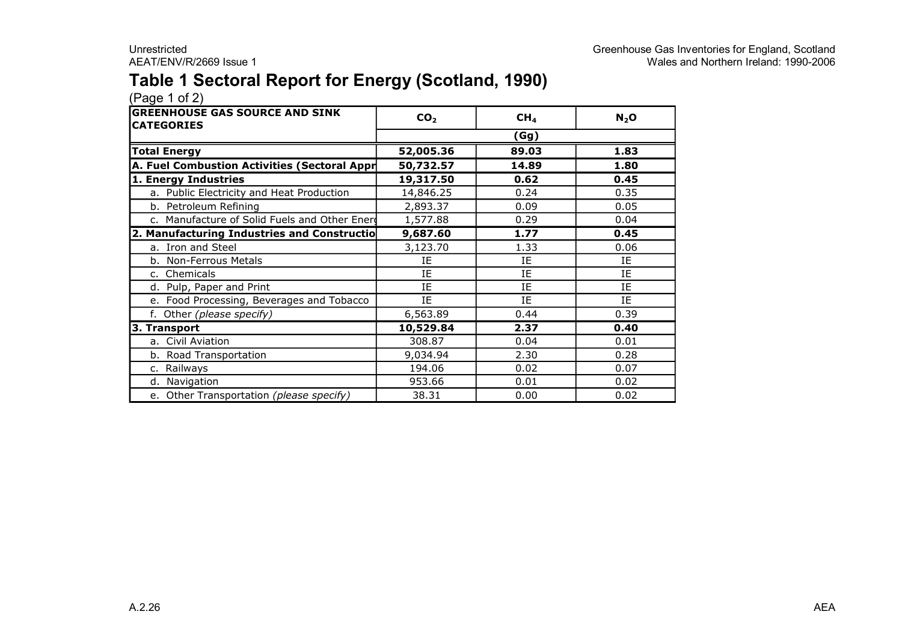# Table 1 Sectoral Report for Energy (Scotland, 1990)

(Page 1 of 2)

| GREENHOUSE GAS SOURCE AND SINK CATEGORIES | $CO_2$ | $CH_4$ | $N_2O$ |
|---|---|---|---|
| | (Gg) | | |
| **Total Energy** | **52,005.36** | **89.03** | **1.83** |
| **A. Fuel Combustion Activities (Sectoral Appr** | **50,732.57** | **14.89** | **1.80** |
| **1. Energy Industries** | **19,317.50** | **0.62** | **0.45** |
| a. Public Electricity and Heat Production | 14,846.25 | 0.24 | 0.35 |
| b. Petroleum Refining | 2,893.37 | 0.09 | 0.05 |
| c. Manufacture of Solid Fuels and Other Energ | 1,577.88 | 0.29 | 0.04 |
| **2. Manufacturing Industries and Constructio** | **9,687.60** | **1.77** | **0.45** |
| a. Iron and Steel | 3,123.70 | 1.33 | 0.06 |
| b. Non-Ferrous Metals | IE | IE | IE |
| c. Chemicals | IE | IE | IE |
| d. Pulp, Paper and Print | IE | IE | IE |
| e. Food Processing, Beverages and Tobacco | IE | IE | IE |
| f. Other *(please specify)* | 6,563.89 | 0.44 | 0.39 |
| **3. Transport** | **10,529.84** | **2.37** | **0.40** |
| a. Civil Aviation | 308.87 | 0.04 | 0.01 |
| b. Road Transportation | 9,034.94 | 2.30 | 0.28 |
| c. Railways | 194.06 | 0.02 | 0.07 |
| d. Navigation | 953.66 | 0.01 | 0.02 |
| e. Other Transportation *(please specify)* | 38.31 | 0.00 | 0.02 |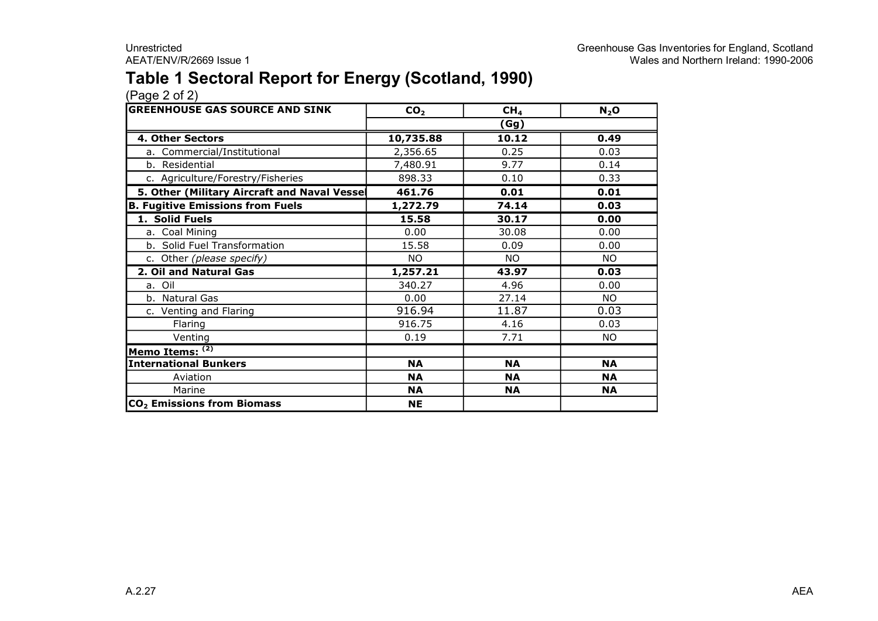# Table 1 Sectoral Report for Energy (Scotland, 1990)

(Page 2 of 2)

| GREENHOUSE GAS SOURCE AND SINK | $CO_2$ | $CH_4$ | $N_2O$ |
|---|---|---|---|
| | (Gg) | | |
| **4. Other Sectors** | **10,735.88** | **10.12** | **0.49** |
| a. Commercial/Institutional | 2,356.65 | 0.25 | 0.03 |
| b. Residential | 7,480.91 | 9.77 | 0.14 |
| c. Agriculture/Forestry/Fisheries | 898.33 | 0.10 | 0.33 |
| **5. Other (Military Aircraft and Naval Vessel** | **461.76** | **0.01** | **0.01** |
| **B. Fugitive Emissions from Fuels** | **1,272.79** | **74.14** | **0.03** |
| **1. Solid Fuels** | **15.58** | **30.17** | **0.00** |
| a. Coal Mining | 0.00 | 30.08 | 0.00 |
| b. Solid Fuel Transformation | 15.58 | 0.09 | 0.00 |
| c. Other *(please specify)* | NO | NO | NO |
| **2. Oil and Natural Gas** | **1,257.21** | **43.97** | **0.03** |
| a. Oil | 340.27 | 4.96 | 0.00 |
| b. Natural Gas | 0.00 | 27.14 | NO |
| c. Venting and Flaring | 916.94 | 11.87 | 0.03 |
| Flaring | 916.75 | 4.16 | 0.03 |
| Venting | 0.19 | 7.71 | NO |
| **Memo Items:** [(2)] | | | |
| **International Bunkers** | **NA** | **NA** | **NA** |
| Aviation | **NA** | **NA** | **NA** |
| Marine | **NA** | **NA** | **NA** |
| **$CO_2$ Emissions from Biomass** | **NE** | | |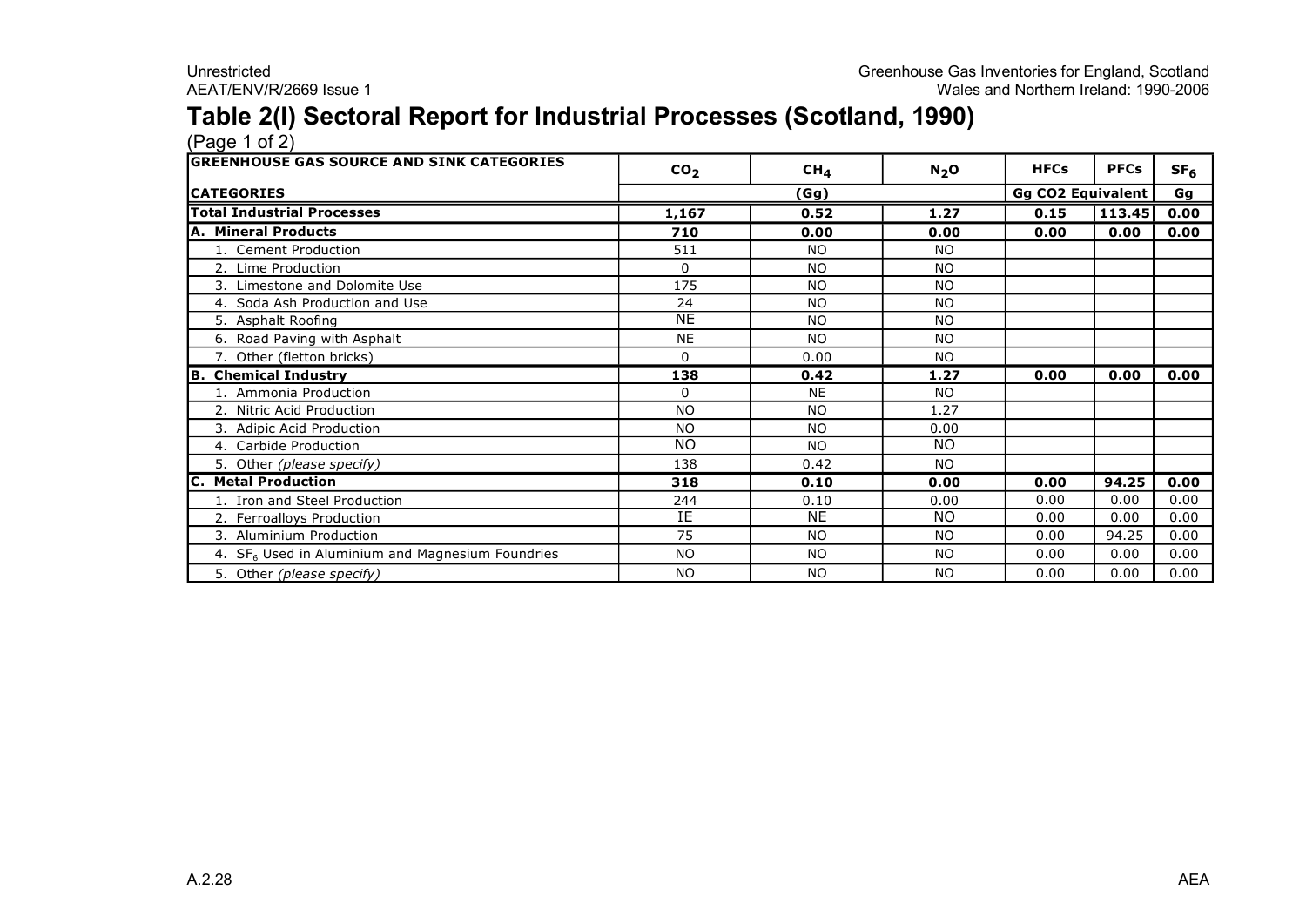# Table 2(I) Sectoral Report for Industrial Processes (Scotland, 1990)

(Page 1 of 2)

| GREENHOUSE GAS SOURCE AND SINK CATEGORIES | $CO_2$ | $CH_4$ | $N_2O$ | HFCs | PFCs | $SF_6$ |
|---|---|---|---|---|---|---|
| **CATEGORIES** | | **(Gg)** | | **Gg CO2 Equivalent** | | **Gg** |
| **Total Industrial Processes** | **1,167** | **0.52** | **1.27** | **0.15** | **113.45** | **0.00** |
| **A. Mineral Products** | **710** | **0.00** | **0.00** | **0.00** | **0.00** | **0.00** |
| 1. Cement Production | 511 | NO | NO | | | |
| 2. Lime Production | 0 | NO | NO | | | |
| 3. Limestone and Dolomite Use | 175 | NO | NO | | | |
| 4. Soda Ash Production and Use | 24 | NO | NO | | | |
| 5. Asphalt Roofing | NE | NO | NO | | | |
| 6. Road Paving with Asphalt | NE | NO | NO | | | |
| 7. Other (fletton bricks) | 0 | 0.00 | NO | | | |
| **B. Chemical Industry** | **138** | **0.42** | **1.27** | **0.00** | **0.00** | **0.00** |
| 1. Ammonia Production | 0 | NE | NO | | | |
| 2. Nitric Acid Production | NO | NO | 1.27 | | | |
| 3. Adipic Acid Production | NO | NO | 0.00 | | | |
| 4. Carbide Production | NO | NO | NO | | | |
| 5. Other *(please specify)* | 138 | 0.42 | NO | | | |
| **C. Metal Production** | **318** | **0.10** | **0.00** | **0.00** | **94.25** | **0.00** |
| 1. Iron and Steel Production | 244 | 0.10 | 0.00 | 0.00 | 0.00 | 0.00 |
| 2. Ferroalloys Production | IE | NE | NO | 0.00 | 0.00 | 0.00 |
| 3. Aluminium Production | 75 | NO | NO | 0.00 | 94.25 | 0.00 |
| 4. $SF_6$ Used in Aluminium and Magnesium Foundries | NO | NO | NO | 0.00 | 0.00 | 0.00 |
| 5. Other *(please specify)* | NO | NO | NO | 0.00 | 0.00 | 0.00 |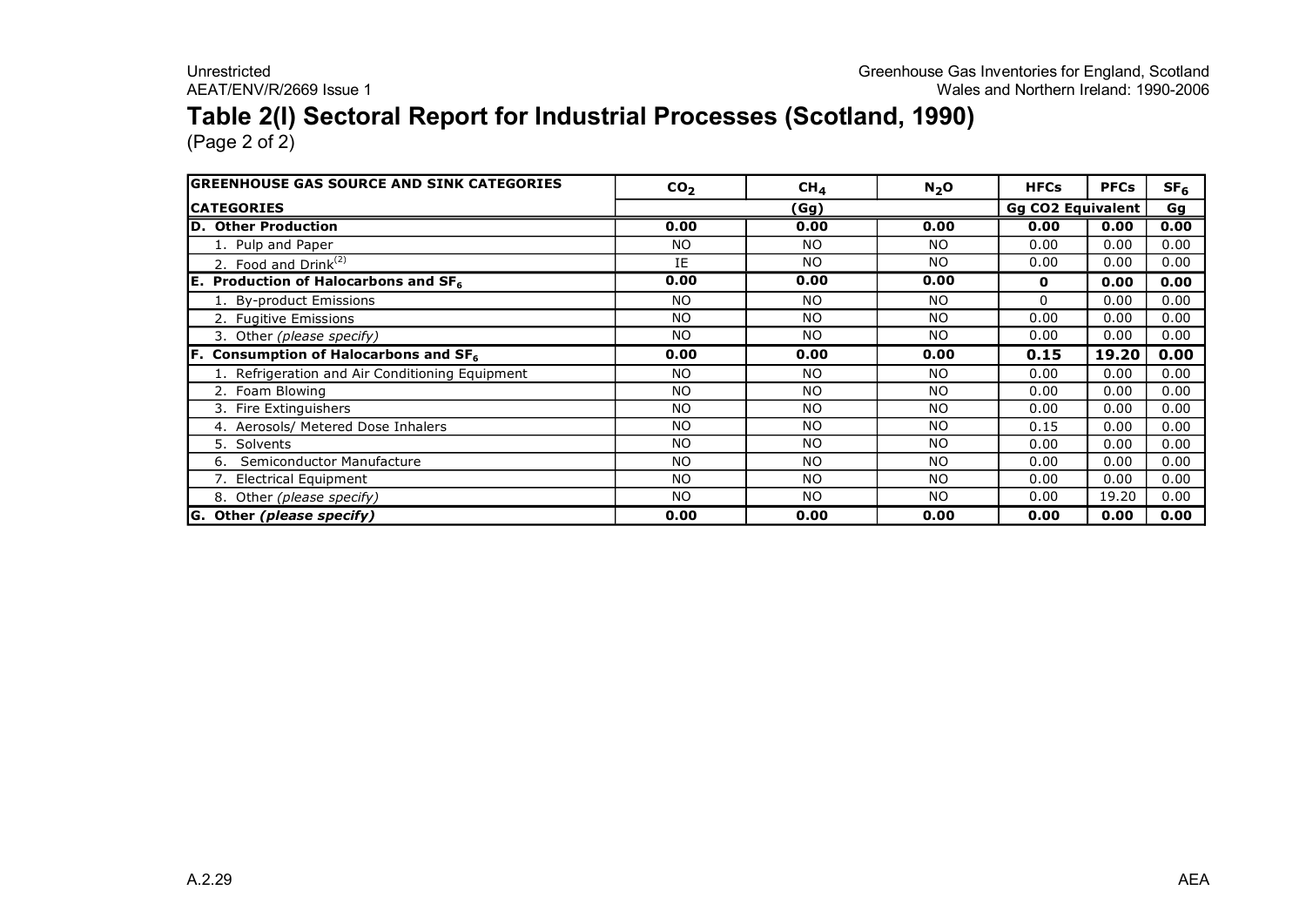# Table 2(I) Sectoral Report for Industrial Processes (Scotland, 1990)

(Page 2 of 2)

| GREENHOUSE GAS SOURCE AND SINK CATEGORIES | $CO_2$ | $CH_4$ | $N_2O$ | HFCs | PFCs | $SF_6$ |
|---|---|---|---|---|---|---|
| **CATEGORIES** | (Gg) | | | Gg CO2 Equivalent | | Gg |
| **D. Other Production** | **0.00** | **0.00** | **0.00** | **0.00** | **0.00** | **0.00** |
| 1. Pulp and Paper | NO | NO | NO | 0.00 | 0.00 | 0.00 |
| 2. Food and Drink[(2)] | IE | NO | NO | 0.00 | 0.00 | 0.00 |
| **E. Production of Halocarbons and $SF_6$** | **0.00** | **0.00** | **0.00** | **0** | **0.00** | **0.00** |
| 1. By-product Emissions | NO | NO | NO | 0 | 0.00 | 0.00 |
| 2. Fugitive Emissions | NO | NO | NO | 0.00 | 0.00 | 0.00 |
| 3. Other *(please specify)* | NO | NO | NO | 0.00 | 0.00 | 0.00 |
| **F. Consumption of Halocarbons and $SF_6$** | **0.00** | **0.00** | **0.00** | **0.15** | **19.20** | **0.00** |
| 1. Refrigeration and Air Conditioning Equipment | NO | NO | NO | 0.00 | 0.00 | 0.00 |
| 2. Foam Blowing | NO | NO | NO | 0.00 | 0.00 | 0.00 |
| 3. Fire Extinguishers | NO | NO | NO | 0.00 | 0.00 | 0.00 |
| 4. Aerosols/ Metered Dose Inhalers | NO | NO | NO | 0.15 | 0.00 | 0.00 |
| 5. Solvents | NO | NO | NO | 0.00 | 0.00 | 0.00 |
| 6. Semiconductor Manufacture | NO | NO | NO | 0.00 | 0.00 | 0.00 |
| 7. Electrical Equipment | NO | NO | NO | 0.00 | 0.00 | 0.00 |
| 8. Other *(please specify)* | NO | NO | NO | 0.00 | 19.20 | 0.00 |
| **G. Other *(please specify)*** | **0.00** | **0.00** | **0.00** | **0.00** | **0.00** | **0.00** |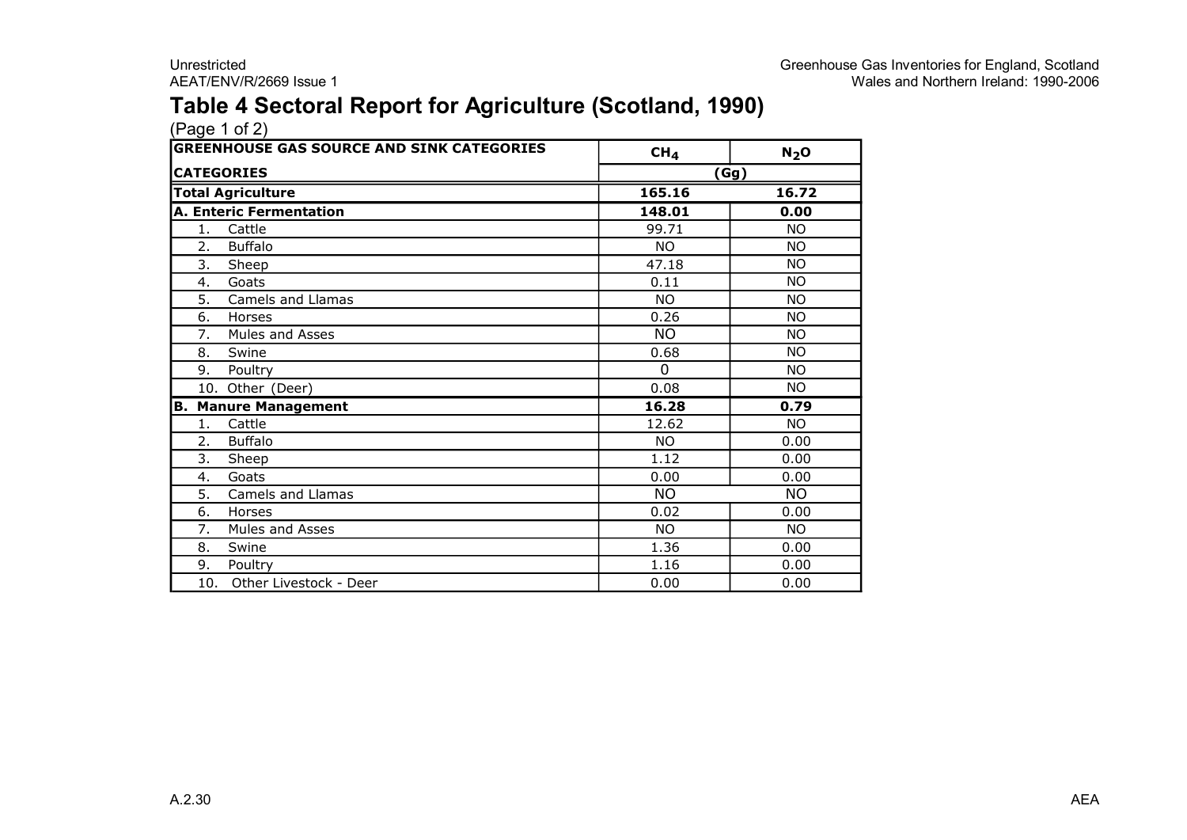# Table 4 Sectoral Report for Agriculture (Scotland, 1990)

(Page 1 of 2)

| GREENHOUSE GAS SOURCE AND SINK CATEGORIES | $CH_4$ | $N_2O$ |
|---|---|---|
| **CATEGORIES** | (Gg) | |
| **Total Agriculture** | **165.16** | **16.72** |
| **A. Enteric Fermentation** | **148.01** | **0.00** |
| 1. Cattle | 99.71 | NO |
| 2. Buffalo | NO | NO |
| 3. Sheep | 47.18 | NO |
| 4. Goats | 0.11 | NO |
| 5. Camels and Llamas | NO | NO |
| 6. Horses | 0.26 | NO |
| 7. Mules and Asses | NO | NO |
| 8. Swine | 0.68 | NO |
| 9. Poultry | 0 | NO |
| 10. Other (Deer) | 0.08 | NO |
| **B. Manure Management** | **16.28** | **0.79** |
| 1. Cattle | 12.62 | NO |
| 2. Buffalo | NO | 0.00 |
| 3. Sheep | 1.12 | 0.00 |
| 4. Goats | 0.00 | 0.00 |
| 5. Camels and Llamas | NO | NO |
| 6. Horses | 0.02 | 0.00 |
| 7. Mules and Asses | NO | NO |
| 8. Swine | 1.36 | 0.00 |
| 9. Poultry | 1.16 | 0.00 |
| 10. Other Livestock - Deer | 0.00 | 0.00 |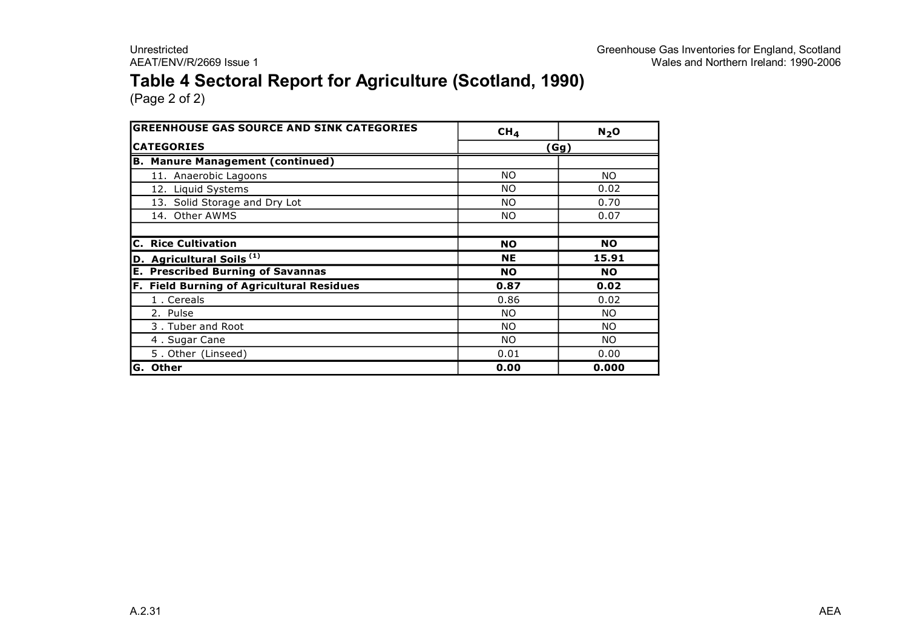# Table 4 Sectoral Report for Agriculture (Scotland, 1990)

(Page 2 of 2)

| GREENHOUSE GAS SOURCE AND SINK CATEGORIES | $CH_4$ | $N_2O$ |
|---|---|---|
| **CATEGORIES** | **(Gg)** | |
| **B. Manure Management (continued)** | | |
| 11. Anaerobic Lagoons | NO | NO |
| 12. Liquid Systems | NO | 0.02 |
| 13. Solid Storage and Dry Lot | NO | 0.70 |
| 14. Other AWMS | NO | 0.07 |
| | | |
| **C. Rice Cultivation** | **NO** | **NO** |
| **D. Agricultural Soils [(1)]** | **NE** | **15.91** |
| **E. Prescribed Burning of Savannas** | **NO** | **NO** |
| **F. Field Burning of Agricultural Residues** | **0.87** | **0.02** |
| 1 . Cereals | 0.86 | 0.02 |
| 2. Pulse | NO | NO |
| 3 . Tuber and Root | NO | NO |
| 4 . Sugar Cane | NO | NO |
| 5 . Other (Linseed) | 0.01 | 0.00 |
| **G. Other** | **0.00** | **0.000** |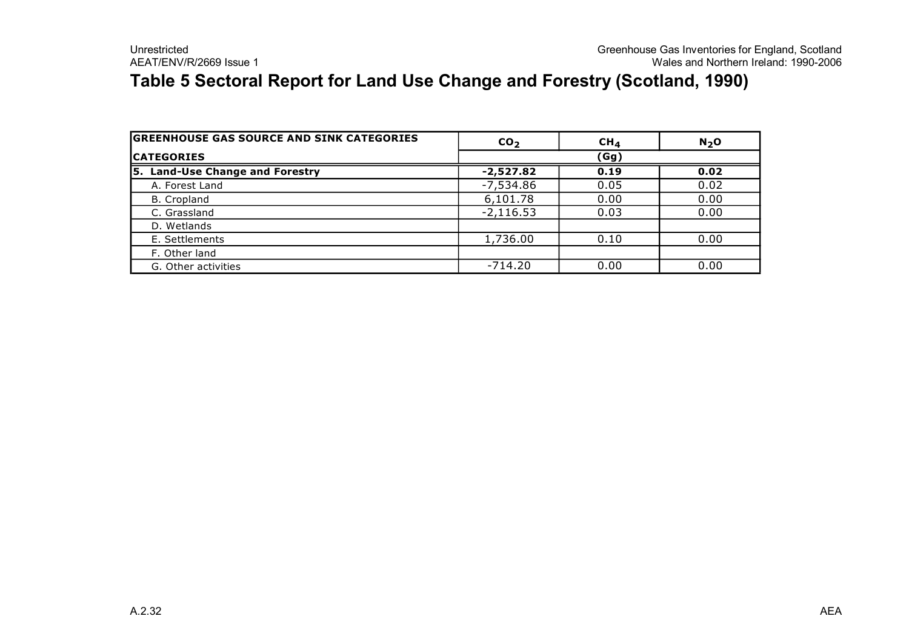# Table 5 Sectoral Report for Land Use Change and Forestry (Scotland, 1990)

| GREENHOUSE GAS SOURCE AND SINK CATEGORIES | $CO_2$ | $CH_4$ | $N_2O$ |
|---|---|---|---|
| **CATEGORIES** | | **(Gg)** | |
| **5. Land-Use Change and Forestry** | **-2,527.82** | **0.19** | **0.02** |
| A. Forest Land | -7,534.86 | 0.05 | 0.02 |
| B. Cropland | 6,101.78 | 0.00 | 0.00 |
| C. Grassland | -2,116.53 | 0.03 | 0.00 |
| D. Wetlands | | | |
| E. Settlements | 1,736.00 | 0.10 | 0.00 |
| F. Other land | | | |
| G. Other activities | -714.20 | 0.00 | 0.00 |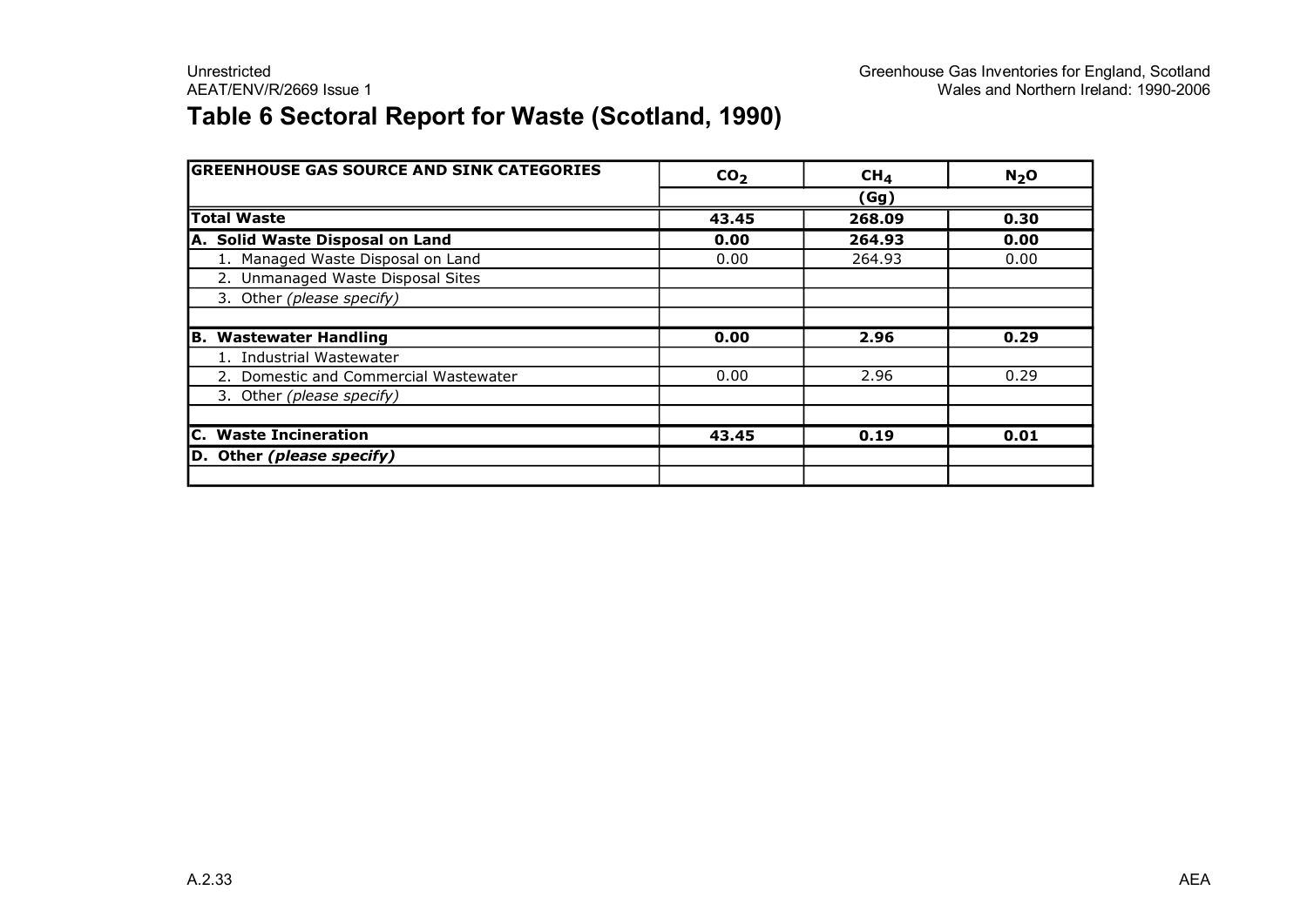## Table 6 Sectoral Report for Waste (Scotland, 1990)

| GREENHOUSE GAS SOURCE AND SINK CATEGORIES | $CO_2$ | $CH_4$ | $N_2O$ |
|---|---|---|---|
| | | (Gg) | |
| **Total Waste** | **43.45** | **268.09** | **0.30** |
| **A. Solid Waste Disposal on Land** | **0.00** | **264.93** | **0.00** |
| 1. Managed Waste Disposal on Land | 0.00 | 264.93 | 0.00 |
| 2. Unmanaged Waste Disposal Sites | | | |
| 3. Other *(please specify)* | | | |
| | | | |
| **B. Wastewater Handling** | **0.00** | **2.96** | **0.29** |
| 1. Industrial Wastewater | | | |
| 2. Domestic and Commercial Wastewater | 0.00 | 2.96 | 0.29 |
| 3. Other *(please specify)* | | | |
| | | | |
| **C. Waste Incineration** | **43.45** | **0.19** | **0.01** |
| **D. Other *(please specify)*** | | | |
| | | | |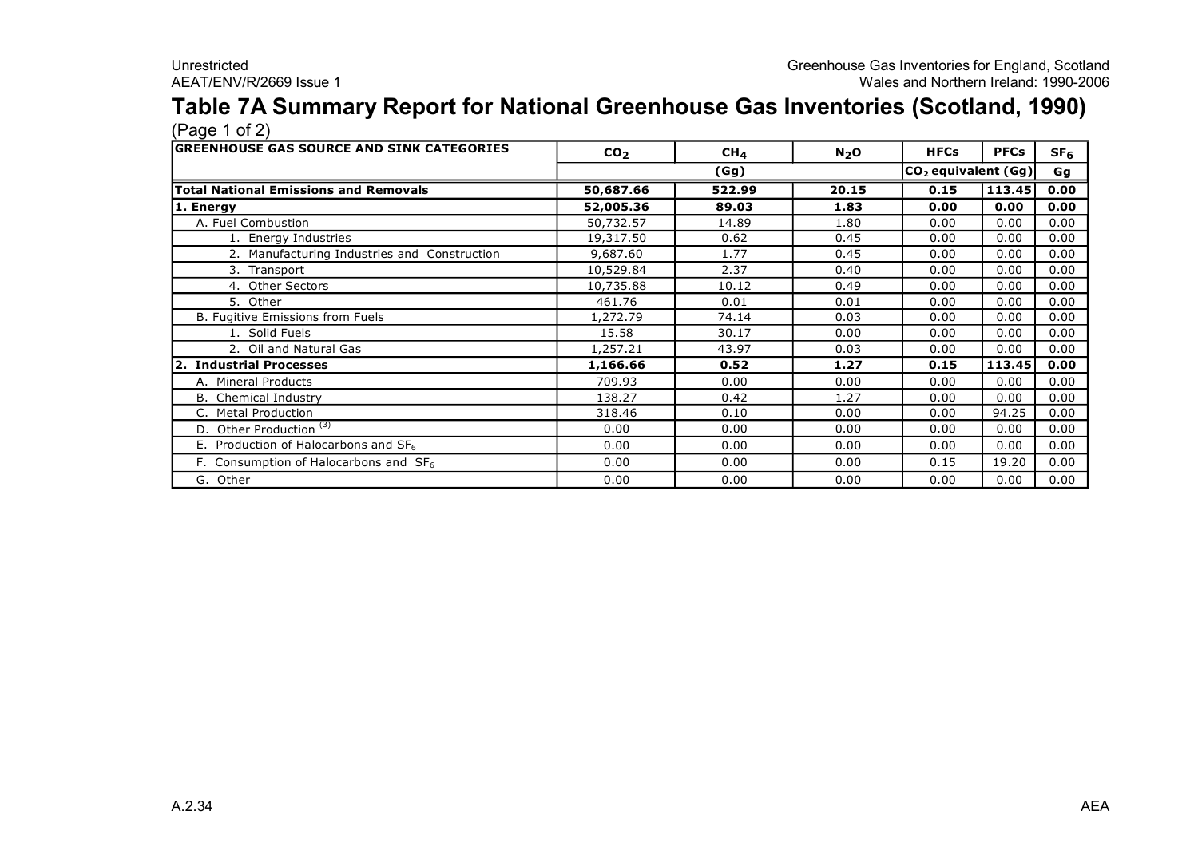# Table 7A Summary Report for National Greenhouse Gas Inventories (Scotland, 1990)

(Page 1 of 2)

| GREENHOUSE GAS SOURCE AND SINK CATEGORIES | $CO_2$ | $CH_4$ | $N_2O$ | HFCs | PFCs | $SF_6$ |
|---|---|---|---|---|---|---|
| | (Gg) | | | $CO_2$ equivalent (Gg) | | Gg |
| **Total National Emissions and Removals** | **50,687.66** | **522.99** | **20.15** | **0.15** | **113.45** | **0.00** |
| **1. Energy** | **52,005.36** | **89.03** | **1.83** | **0.00** | **0.00** | **0.00** |
| A. Fuel Combustion | 50,732.57 | 14.89 | 1.80 | 0.00 | 0.00 | 0.00 |
| 1. Energy Industries | 19,317.50 | 0.62 | 0.45 | 0.00 | 0.00 | 0.00 |
| 2. Manufacturing Industries and Construction | 9,687.60 | 1.77 | 0.45 | 0.00 | 0.00 | 0.00 |
| 3. Transport | 10,529.84 | 2.37 | 0.40 | 0.00 | 0.00 | 0.00 |
| 4. Other Sectors | 10,735.88 | 10.12 | 0.49 | 0.00 | 0.00 | 0.00 |
| 5. Other | 461.76 | 0.01 | 0.01 | 0.00 | 0.00 | 0.00 |
| B. Fugitive Emissions from Fuels | 1,272.79 | 74.14 | 0.03 | 0.00 | 0.00 | 0.00 |
| 1. Solid Fuels | 15.58 | 30.17 | 0.00 | 0.00 | 0.00 | 0.00 |
| 2. Oil and Natural Gas | 1,257.21 | 43.97 | 0.03 | 0.00 | 0.00 | 0.00 |
| **2. Industrial Processes** | **1,166.66** | **0.52** | **1.27** | **0.15** | **113.45** | **0.00** |
| A. Mineral Products | 709.93 | 0.00 | 0.00 | 0.00 | 0.00 | 0.00 |
| B. Chemical Industry | 138.27 | 0.42 | 1.27 | 0.00 | 0.00 | 0.00 |
| C. Metal Production | 318.46 | 0.10 | 0.00 | 0.00 | 94.25 | 0.00 |
| D. Other Production [3] | 0.00 | 0.00 | 0.00 | 0.00 | 0.00 | 0.00 |
| E. Production of Halocarbons and $SF_6$ | 0.00 | 0.00 | 0.00 | 0.00 | 0.00 | 0.00 |
| F. Consumption of Halocarbons and $SF_6$ | 0.00 | 0.00 | 0.00 | 0.15 | 19.20 | 0.00 |
| G. Other | 0.00 | 0.00 | 0.00 | 0.00 | 0.00 | 0.00 |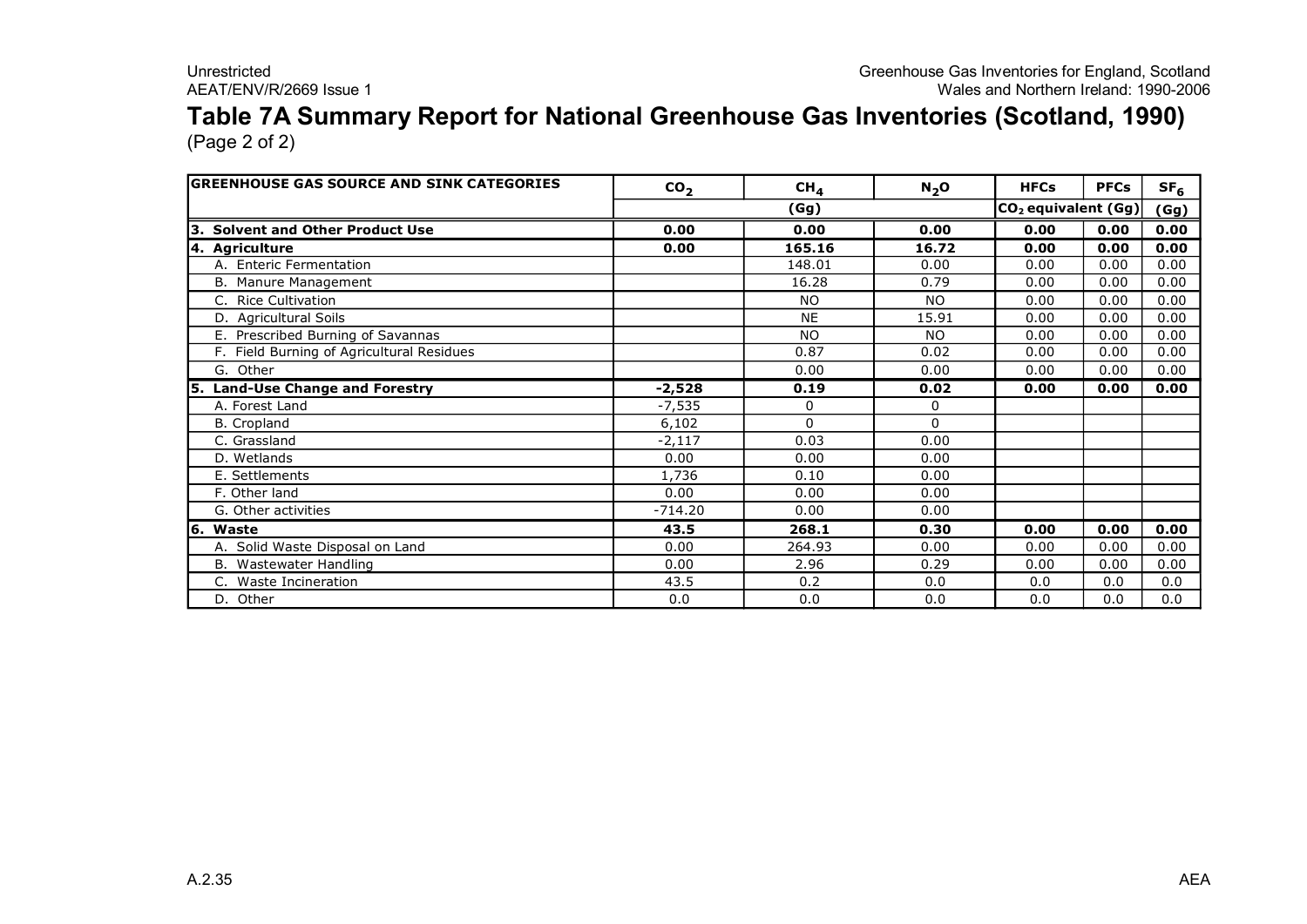# Table 7A Summary Report for National Greenhouse Gas Inventories (Scotland, 1990)

(Page 2 of 2)

| GREENHOUSE GAS SOURCE AND SINK CATEGORIES | $CO_2$ | $CH_4$ | $N_2O$ | HFCs | PFCs | $SF_6$ |
|---|---|---|---|---|---|---|
| | (Gg) | | | $CO_2$ equivalent (Gg) | | (Gg) |
| **3. Solvent and Other Product Use** | **0.00** | **0.00** | **0.00** | **0.00** | **0.00** | **0.00** |
| **4. Agriculture** | **0.00** | **165.16** | **16.72** | **0.00** | **0.00** | **0.00** |
| A. Enteric Fermentation | | 148.01 | 0.00 | 0.00 | 0.00 | 0.00 |
| B. Manure Management | | 16.28 | 0.79 | 0.00 | 0.00 | 0.00 |
| C. Rice Cultivation | | NO | NO | 0.00 | 0.00 | 0.00 |
| D. Agricultural Soils | | NE | 15.91 | 0.00 | 0.00 | 0.00 |
| E. Prescribed Burning of Savannas | | NO | NO | 0.00 | 0.00 | 0.00 |
| F. Field Burning of Agricultural Residues | | 0.87 | 0.02 | 0.00 | 0.00 | 0.00 |
| G. Other | | 0.00 | 0.00 | 0.00 | 0.00 | 0.00 |
| **5. Land-Use Change and Forestry** | **-2,528** | **0.19** | **0.02** | **0.00** | **0.00** | **0.00** |
| A. Forest Land | -7,535 | 0 | 0 | | | |
| B. Cropland | 6,102 | 0 | 0 | | | |
| C. Grassland | -2,117 | 0.03 | 0.00 | | | |
| D. Wetlands | 0.00 | 0.00 | 0.00 | | | |
| E. Settlements | 1,736 | 0.10 | 0.00 | | | |
| F. Other land | 0.00 | 0.00 | 0.00 | | | |
| G. Other activities | -714.20 | 0.00 | 0.00 | | | |
| **6. Waste** | **43.5** | **268.1** | **0.30** | **0.00** | **0.00** | **0.00** |
| A. Solid Waste Disposal on Land | 0.00 | 264.93 | 0.00 | 0.00 | 0.00 | 0.00 |
| B. Wastewater Handling | 0.00 | 2.96 | 0.29 | 0.00 | 0.00 | 0.00 |
| C. Waste Incineration | 43.5 | 0.2 | 0.0 | 0.0 | 0.0 | 0.0 |
| D. Other | 0.0 | 0.0 | 0.0 | 0.0 | 0.0 | 0.0 |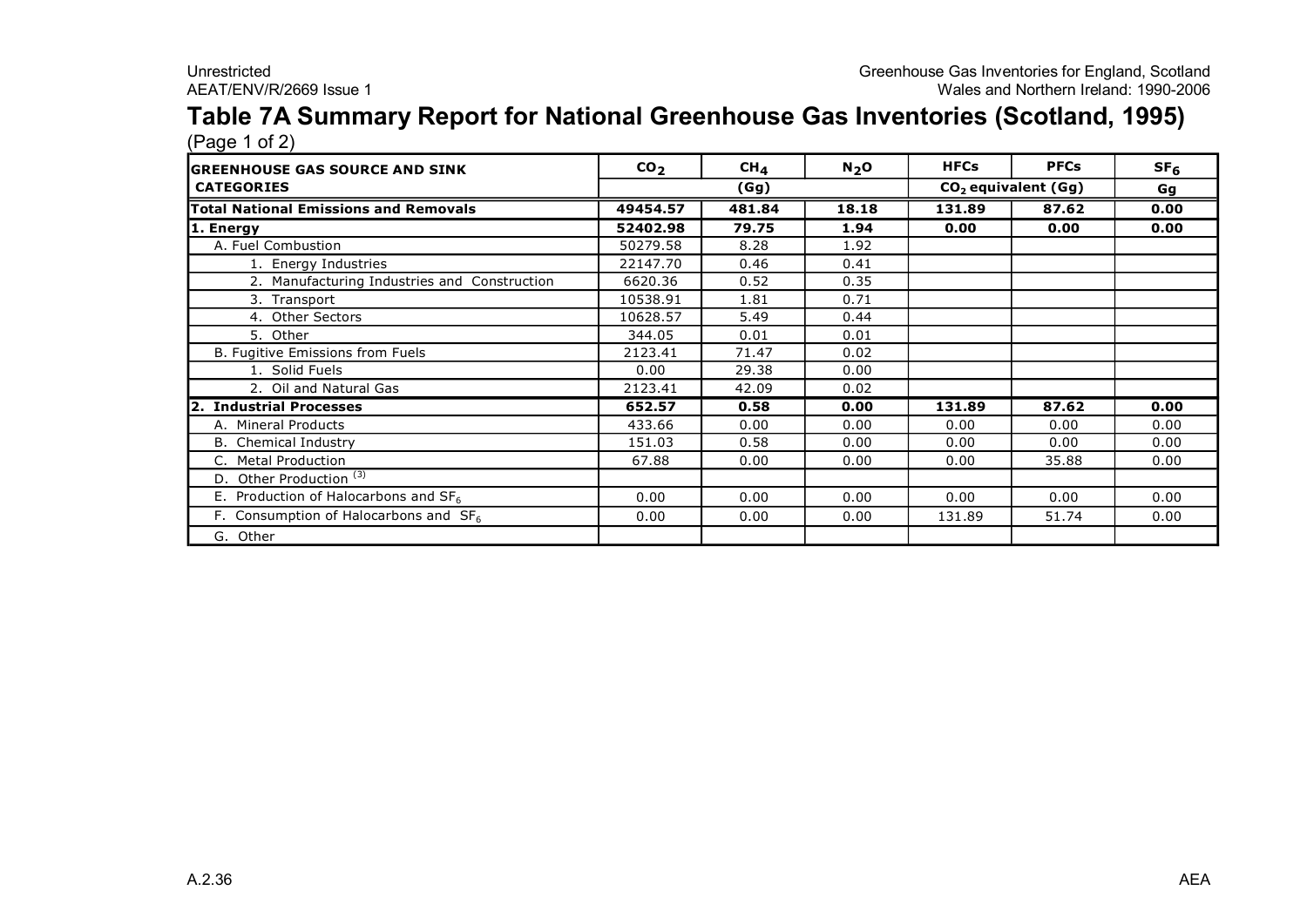# Table 7A Summary Report for National Greenhouse Gas Inventories (Scotland, 1995)

(Page 1 of 2)

| GREENHOUSE GAS SOURCE AND SINK CATEGORIES | $CO_2$ | $CH_4$ | $N_2O$ | HFCs | PFCs | $SF_6$ |
|---|---|---|---|---|---|---|
| | (Gg) | | | $CO_2$ equivalent (Gg) | | Gg |
| **Total National Emissions and Removals** | **49454.57** | **481.84** | **18.18** | **131.89** | **87.62** | **0.00** |
| **1. Energy** | **52402.98** | **79.75** | **1.94** | **0.00** | **0.00** | **0.00** |
| A. Fuel Combustion | 50279.58 | 8.28 | 1.92 | | | |
| 1. Energy Industries | 22147.70 | 0.46 | 0.41 | | | |
| 2. Manufacturing Industries and Construction | 6620.36 | 0.52 | 0.35 | | | |
| 3. Transport | 10538.91 | 1.81 | 0.71 | | | |
| 4. Other Sectors | 10628.57 | 5.49 | 0.44 | | | |
| 5. Other | 344.05 | 0.01 | 0.01 | | | |
| B. Fugitive Emissions from Fuels | 2123.41 | 71.47 | 0.02 | | | |
| 1. Solid Fuels | 0.00 | 29.38 | 0.00 | | | |
| 2. Oil and Natural Gas | 2123.41 | 42.09 | 0.02 | | | |
| **2. Industrial Processes** | **652.57** | **0.58** | **0.00** | **131.89** | **87.62** | **0.00** |
| A. Mineral Products | 433.66 | 0.00 | 0.00 | 0.00 | 0.00 | 0.00 |
| B. Chemical Industry | 151.03 | 0.58 | 0.00 | 0.00 | 0.00 | 0.00 |
| C. Metal Production | 67.88 | 0.00 | 0.00 | 0.00 | 35.88 | 0.00 |
| D. Other Production [3] | | | | | | |
| E. Production of Halocarbons and $SF_6$ | 0.00 | 0.00 | 0.00 | 0.00 | 0.00 | 0.00 |
| F. Consumption of Halocarbons and $SF_6$ | 0.00 | 0.00 | 0.00 | 131.89 | 51.74 | 0.00 |
| G. Other | | | | | | |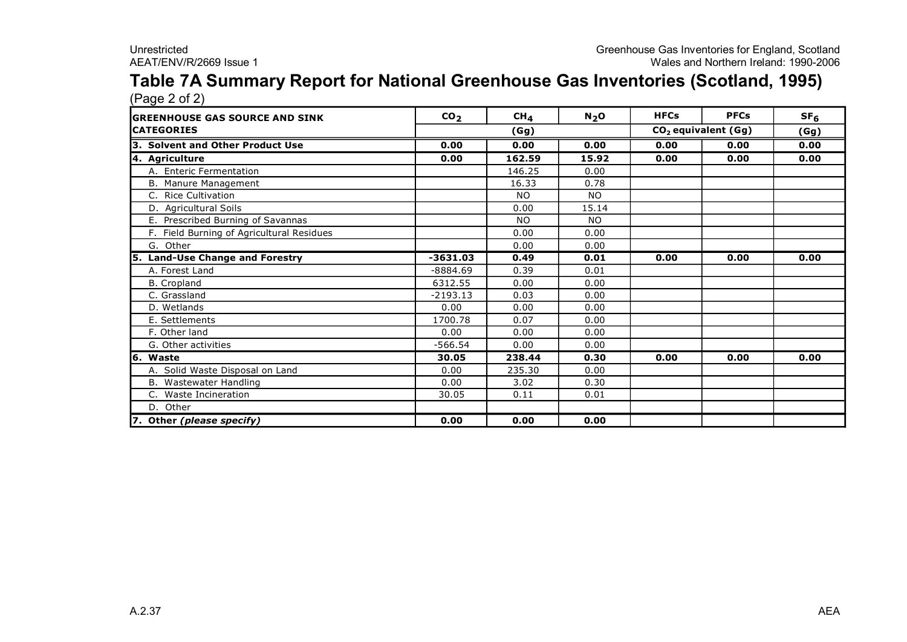# Table 7A Summary Report for National Greenhouse Gas Inventories (Scotland, 1995)

(Page 2 of 2)

| GREENHOUSE GAS SOURCE AND SINK CATEGORIES | $CO_2$ | $CH_4$ | $N_2O$ | HFCs | PFCs | $SF_6$ |
|---|---|---|---|---|---|---|
| | (Gg) | | | $CO_2$ equivalent (Gg) | | (Gg) |
| **3. Solvent and Other Product Use** | **0.00** | **0.00** | **0.00** | **0.00** | **0.00** | **0.00** |
| **4. Agriculture** | **0.00** | **162.59** | **15.92** | **0.00** | **0.00** | **0.00** |
| A. Enteric Fermentation | | 146.25 | 0.00 | | | |
| B. Manure Management | | 16.33 | 0.78 | | | |
| C. Rice Cultivation | | NO | NO | | | |
| D. Agricultural Soils | | 0.00 | 15.14 | | | |
| E. Prescribed Burning of Savannas | | NO | NO | | | |
| F. Field Burning of Agricultural Residues | | 0.00 | 0.00 | | | |
| G. Other | | 0.00 | 0.00 | | | |
| **5. Land-Use Change and Forestry** | **-3631.03** | **0.49** | **0.01** | **0.00** | **0.00** | **0.00** |
| A. Forest Land | -8884.69 | 0.39 | 0.01 | | | |
| B. Cropland | 6312.55 | 0.00 | 0.00 | | | |
| C. Grassland | -2193.13 | 0.03 | 0.00 | | | |
| D. Wetlands | 0.00 | 0.00 | 0.00 | | | |
| E. Settlements | 1700.78 | 0.07 | 0.00 | | | |
| F. Other land | 0.00 | 0.00 | 0.00 | | | |
| G. Other activities | -566.54 | 0.00 | 0.00 | | | |
| **6. Waste** | **30.05** | **238.44** | **0.30** | **0.00** | **0.00** | **0.00** |
| A. Solid Waste Disposal on Land | 0.00 | 235.30 | 0.00 | | | |
| B. Wastewater Handling | 0.00 | 3.02 | 0.30 | | | |
| C. Waste Incineration | 30.05 | 0.11 | 0.01 | | | |
| D. Other | | | | | | |
| **7. Other *(please specify)*** | **0.00** | **0.00** | **0.00** | | | |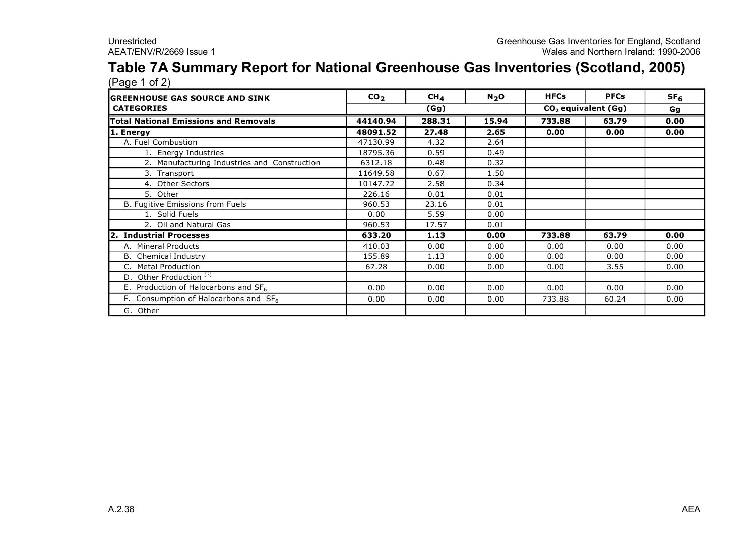# Table 7A Summary Report for National Greenhouse Gas Inventories (Scotland, 2005)

(Page 1 of 2)

| GREENHOUSE GAS SOURCE AND SINK CATEGORIES | $CO_2$ | $CH_4$ | $N_2O$ | HFCs | PFCs | $SF_6$ |
|---|---|---|---|---|---|---|
| | (Gg) | | | $CO_2$ equivalent (Gg) | | Gg |
| **Total National Emissions and Removals** | **44140.94** | **288.31** | **15.94** | **733.88** | **63.79** | **0.00** |
| **1. Energy** | **48091.52** | **27.48** | **2.65** | **0.00** | **0.00** | **0.00** |
| A. Fuel Combustion | 47130.99 | 4.32 | 2.64 | | | |
| 1. Energy Industries | 18795.36 | 0.59 | 0.49 | | | |
| 2. Manufacturing Industries and Construction | 6312.18 | 0.48 | 0.32 | | | |
| 3. Transport | 11649.58 | 0.67 | 1.50 | | | |
| 4. Other Sectors | 10147.72 | 2.58 | 0.34 | | | |
| 5. Other | 226.16 | 0.01 | 0.01 | | | |
| B. Fugitive Emissions from Fuels | 960.53 | 23.16 | 0.01 | | | |
| 1. Solid Fuels | 0.00 | 5.59 | 0.00 | | | |
| 2. Oil and Natural Gas | 960.53 | 17.57 | 0.01 | | | |
| **2. Industrial Processes** | **633.20** | **1.13** | **0.00** | **733.88** | **63.79** | **0.00** |
| A. Mineral Products | 410.03 | 0.00 | 0.00 | 0.00 | 0.00 | 0.00 |
| B. Chemical Industry | 155.89 | 1.13 | 0.00 | 0.00 | 0.00 | 0.00 |
| C. Metal Production | 67.28 | 0.00 | 0.00 | 0.00 | 3.55 | 0.00 |
| D. Other Production [(3)] | | | | | | |
| E. Production of Halocarbons and $SF_6$ | 0.00 | 0.00 | 0.00 | 0.00 | 0.00 | 0.00 |
| F. Consumption of Halocarbons and $SF_6$ | 0.00 | 0.00 | 0.00 | 733.88 | 60.24 | 0.00 |
| G. Other | | | | | | |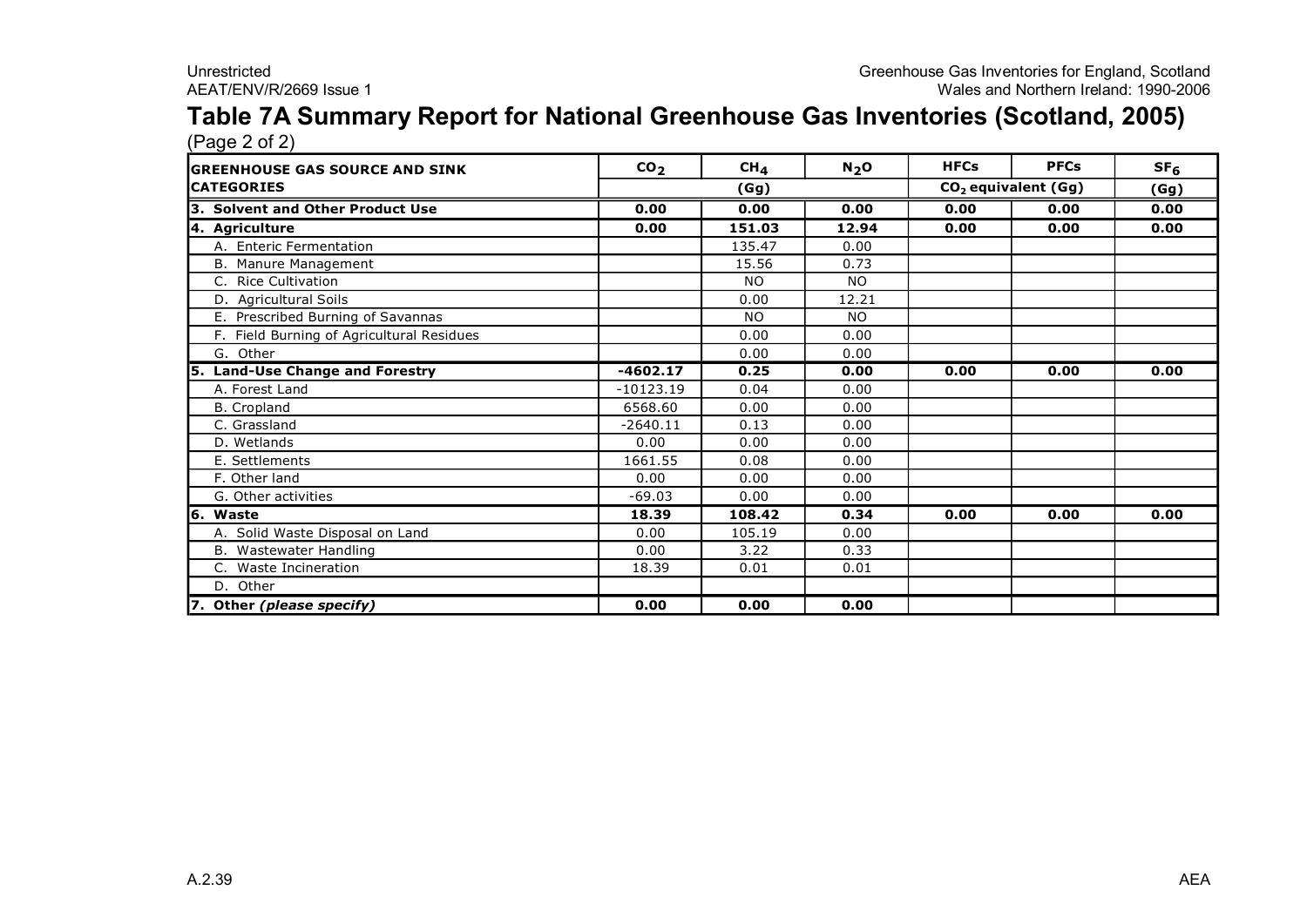# Table 7A Summary Report for National Greenhouse Gas Inventories (Scotland, 2005)

(Page 2 of 2)

| GREENHOUSE GAS SOURCE AND SINK CATEGORIES | $CO_2$ | $CH_4$ | $N_2O$ | HFCs | PFCs | $SF_6$ |
|---|---|---|---|---|---|---|
| | (Gg) | | | $CO_2$ equivalent (Gg) | | (Gg) |
| **3. Solvent and Other Product Use** | **0.00** | **0.00** | **0.00** | **0.00** | **0.00** | **0.00** |
| **4. Agriculture** | **0.00** | **151.03** | **12.94** | **0.00** | **0.00** | **0.00** |
| A. Enteric Fermentation | | 135.47 | 0.00 | | | |
| B. Manure Management | | 15.56 | 0.73 | | | |
| C. Rice Cultivation | | NO | NO | | | |
| D. Agricultural Soils | | 0.00 | 12.21 | | | |
| E. Prescribed Burning of Savannas | | NO | NO | | | |
| F. Field Burning of Agricultural Residues | | 0.00 | 0.00 | | | |
| G. Other | | 0.00 | 0.00 | | | |
| **5. Land-Use Change and Forestry** | **-4602.17** | **0.25** | **0.00** | **0.00** | **0.00** | **0.00** |
| A. Forest Land | -10123.19 | 0.04 | 0.00 | | | |
| B. Cropland | 6568.60 | 0.00 | 0.00 | | | |
| C. Grassland | -2640.11 | 0.13 | 0.00 | | | |
| D. Wetlands | 0.00 | 0.00 | 0.00 | | | |
| E. Settlements | 1661.55 | 0.08 | 0.00 | | | |
| F. Other land | 0.00 | 0.00 | 0.00 | | | |
| G. Other activities | -69.03 | 0.00 | 0.00 | | | |
| **6. Waste** | **18.39** | **108.42** | **0.34** | **0.00** | **0.00** | **0.00** |
| A. Solid Waste Disposal on Land | 0.00 | 105.19 | 0.00 | | | |
| B. Wastewater Handling | 0.00 | 3.22 | 0.33 | | | |
| C. Waste Incineration | 18.39 | 0.01 | 0.01 | | | |
| D. Other | | | | | | |
| **7. Other *(please specify)*** | **0.00** | **0.00** | **0.00** | | | |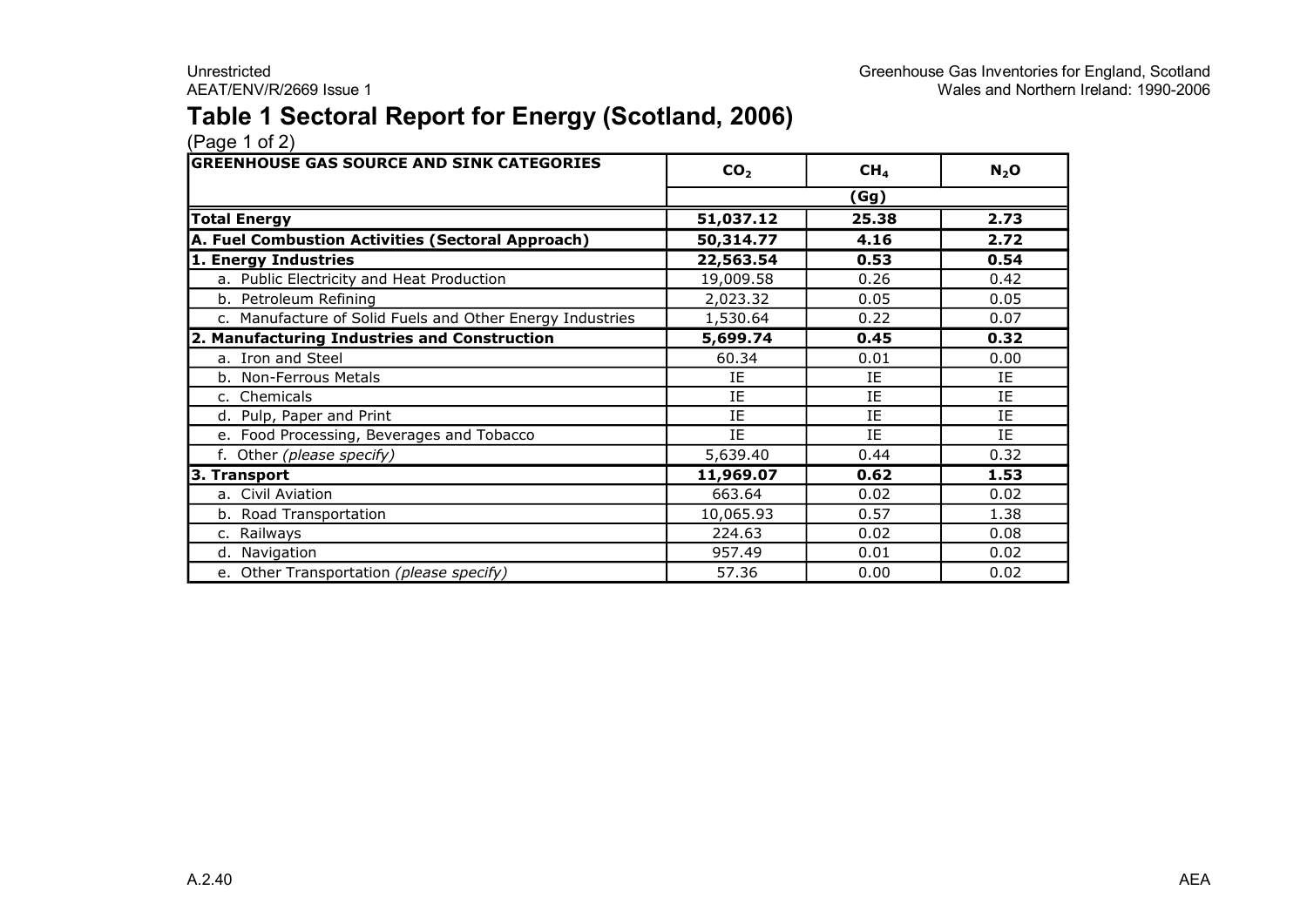# Table 1 Sectoral Report for Energy (Scotland, 2006)

(Page 1 of 2)

| GREENHOUSE GAS SOURCE AND SINK CATEGORIES | $CO_2$ | $CH_4$ | $N_2O$ |
|---|---|---|---|
| | (Gg) | | |
| **Total Energy** | **51,037.12** | **25.38** | **2.73** |
| **A. Fuel Combustion Activities (Sectoral Approach)** | **50,314.77** | **4.16** | **2.72** |
| **1. Energy Industries** | **22,563.54** | **0.53** | **0.54** |
| a. Public Electricity and Heat Production | 19,009.58 | 0.26 | 0.42 |
| b. Petroleum Refining | 2,023.32 | 0.05 | 0.05 |
| c. Manufacture of Solid Fuels and Other Energy Industries | 1,530.64 | 0.22 | 0.07 |
| **2. Manufacturing Industries and Construction** | **5,699.74** | **0.45** | **0.32** |
| a. Iron and Steel | 60.34 | 0.01 | 0.00 |
| b. Non-Ferrous Metals | IE | IE | IE |
| c. Chemicals | IE | IE | IE |
| d. Pulp, Paper and Print | IE | IE | IE |
| e. Food Processing, Beverages and Tobacco | IE | IE | IE |
| f. Other *(please specify)* | 5,639.40 | 0.44 | 0.32 |
| **3. Transport** | **11,969.07** | **0.62** | **1.53** |
| a. Civil Aviation | 663.64 | 0.02 | 0.02 |
| b. Road Transportation | 10,065.93 | 0.57 | 1.38 |
| c. Railways | 224.63 | 0.02 | 0.08 |
| d. Navigation | 957.49 | 0.01 | 0.02 |
| e. Other Transportation *(please specify)* | 57.36 | 0.00 | 0.02 |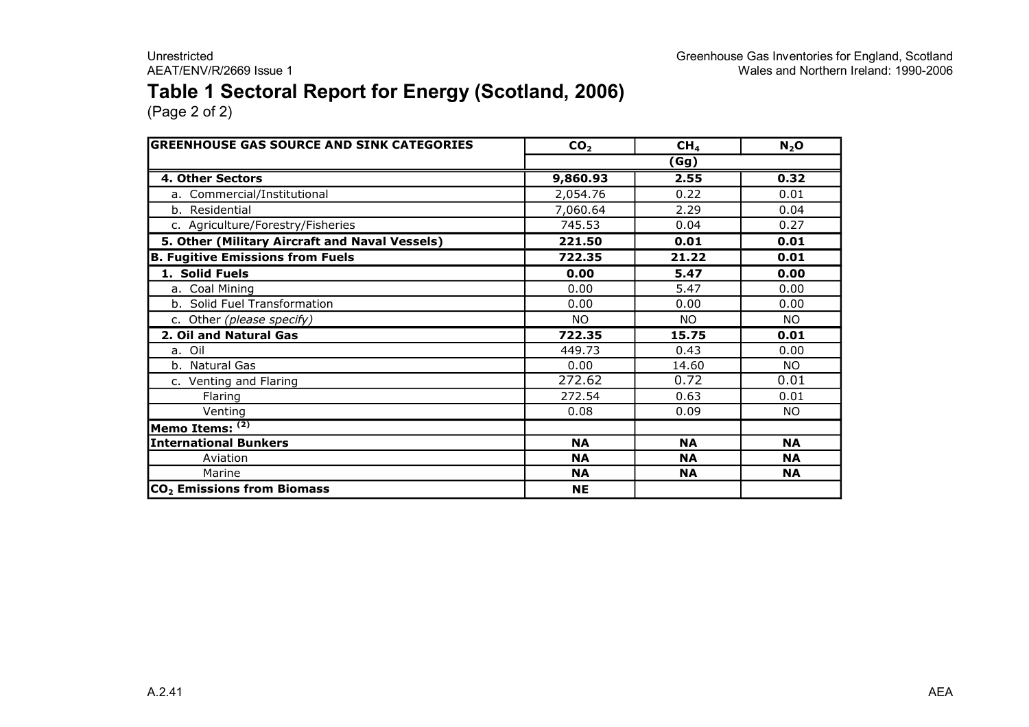# Table 1 Sectoral Report for Energy (Scotland, 2006)

(Page 2 of 2)

| GREENHOUSE GAS SOURCE AND SINK CATEGORIES | $CO_2$ | $CH_4$ | $N_2O$ |
|---|---|---|---|
| | | (Gg) | |
| **4. Other Sectors** | **9,860.93** | **2.55** | **0.32** |
| a. Commercial/Institutional | 2,054.76 | 0.22 | 0.01 |
| b. Residential | 7,060.64 | 2.29 | 0.04 |
| c. Agriculture/Forestry/Fisheries | 745.53 | 0.04 | 0.27 |
| **5. Other (Military Aircraft and Naval Vessels)** | **221.50** | **0.01** | **0.01** |
| **B. Fugitive Emissions from Fuels** | **722.35** | **21.22** | **0.01** |
| **1. Solid Fuels** | **0.00** | **5.47** | **0.00** |
| a. Coal Mining | 0.00 | 5.47 | 0.00 |
| b. Solid Fuel Transformation | 0.00 | 0.00 | 0.00 |
| c. Other *(please specify)* | NO | NO | NO |
| **2. Oil and Natural Gas** | **722.35** | **15.75** | **0.01** |
| a. Oil | 449.73 | 0.43 | 0.00 |
| b. Natural Gas | 0.00 | 14.60 | NO |
| c. Venting and Flaring | 272.62 | 0.72 | 0.01 |
| Flaring | 272.54 | 0.63 | 0.01 |
| Venting | 0.08 | 0.09 | NO |
| **Memo Items:** [(2)] | | | |
| **International Bunkers** | **NA** | **NA** | **NA** |
| Aviation | **NA** | **NA** | **NA** |
| Marine | **NA** | **NA** | **NA** |
| **$CO_2$ Emissions from Biomass** | **NE** | | |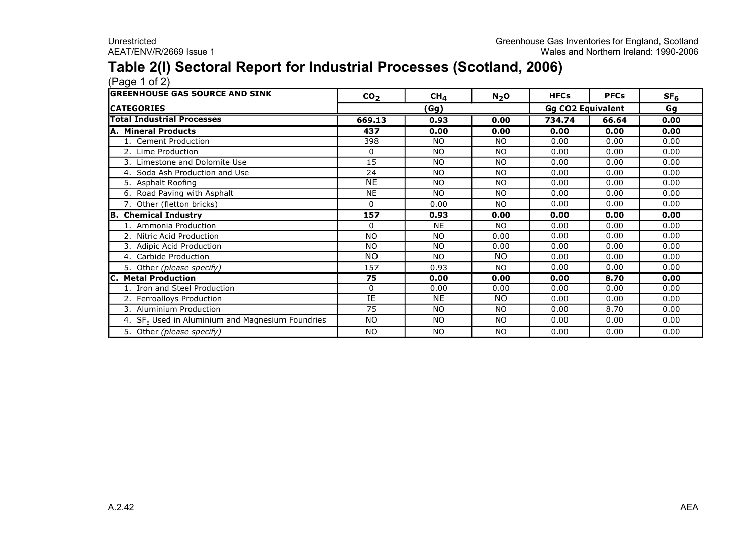# Table 2(I) Sectoral Report for Industrial Processes (Scotland, 2006)

(Page 1 of 2)

| GREENHOUSE GAS SOURCE AND SINK | $CO_2$ | $CH_4$ | $N_2O$ | HFCs | PFCs | $SF_6$ |
|---|---|---|---|---|---|---|
| **CATEGORIES** | (Gg) | | | Gg CO2 Equivalent | | Gg |
| **Total Industrial Processes** | **669.13** | **0.93** | **0.00** | **734.74** | **66.64** | **0.00** |
| **A. Mineral Products** | **437** | **0.00** | **0.00** | **0.00** | **0.00** | **0.00** |
| 1. Cement Production | 398 | NO | NO | 0.00 | 0.00 | 0.00 |
| 2. Lime Production | 0 | NO | NO | 0.00 | 0.00 | 0.00 |
| 3. Limestone and Dolomite Use | 15 | NO | NO | 0.00 | 0.00 | 0.00 |
| 4. Soda Ash Production and Use | 24 | NO | NO | 0.00 | 0.00 | 0.00 |
| 5. Asphalt Roofing | NE | NO | NO | 0.00 | 0.00 | 0.00 |
| 6. Road Paving with Asphalt | NE | NO | NO | 0.00 | 0.00 | 0.00 |
| 7. Other (fletton bricks) | 0 | 0.00 | NO | 0.00 | 0.00 | 0.00 |
| **B. Chemical Industry** | **157** | **0.93** | **0.00** | **0.00** | **0.00** | **0.00** |
| 1. Ammonia Production | 0 | NE | NO | 0.00 | 0.00 | 0.00 |
| 2. Nitric Acid Production | NO | NO | 0.00 | 0.00 | 0.00 | 0.00 |
| 3. Adipic Acid Production | NO | NO | 0.00 | 0.00 | 0.00 | 0.00 |
| 4. Carbide Production | NO | NO | NO | 0.00 | 0.00 | 0.00 |
| 5. Other *(please specify)* | 157 | 0.93 | NO | 0.00 | 0.00 | 0.00 |
| **C. Metal Production** | **75** | **0.00** | **0.00** | **0.00** | **8.70** | **0.00** |
| 1. Iron and Steel Production | 0 | 0.00 | 0.00 | 0.00 | 0.00 | 0.00 |
| 2. Ferroalloys Production | IE | NE | NO | 0.00 | 0.00 | 0.00 |
| 3. Aluminium Production | 75 | NO | NO | 0.00 | 8.70 | 0.00 |
| 4. $SF_6$ Used in Aluminium and Magnesium Foundries | NO | NO | NO | 0.00 | 0.00 | 0.00 |
| 5. Other *(please specify)* | NO | NO | NO | 0.00 | 0.00 | 0.00 |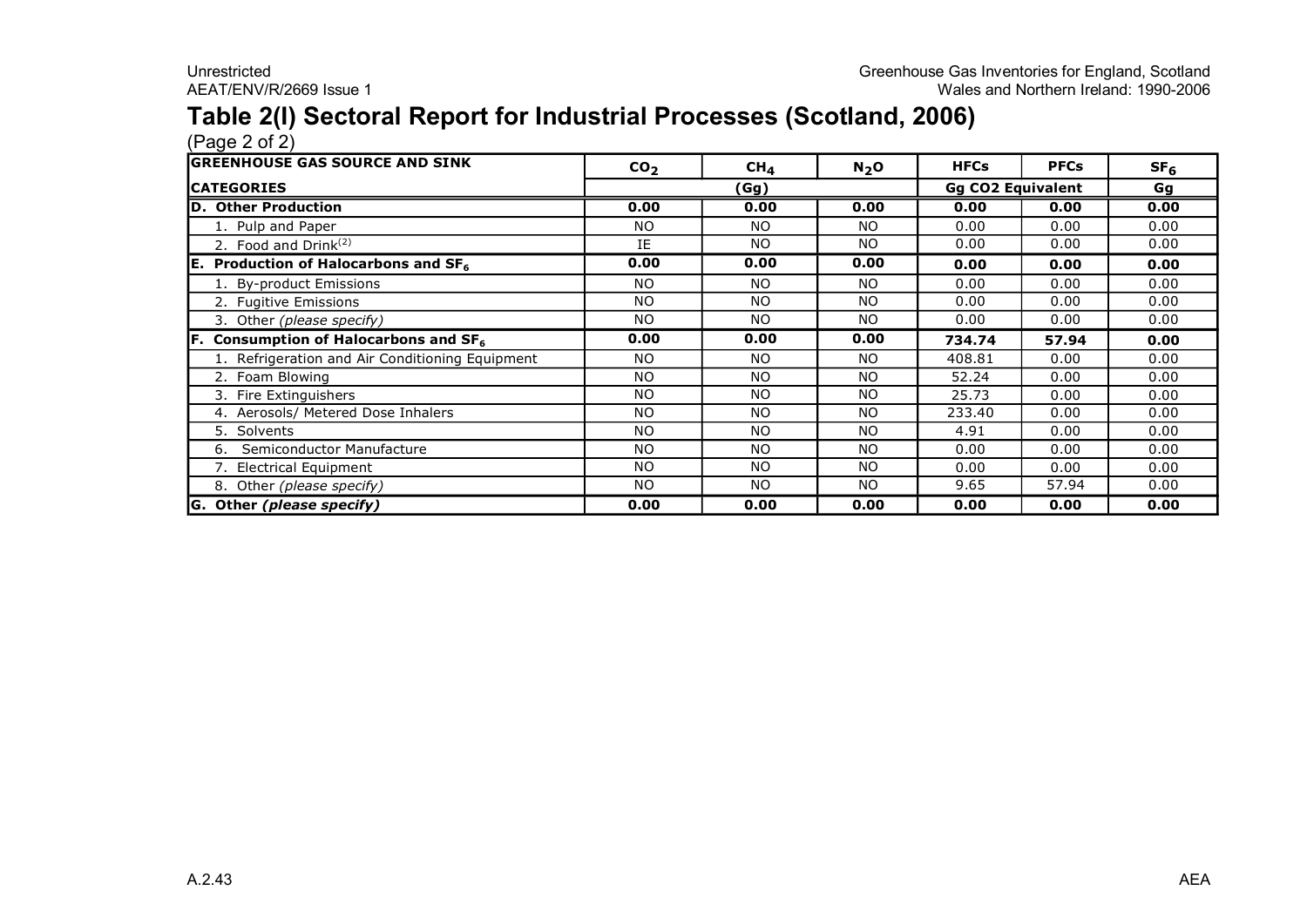# Table 2(I) Sectoral Report for Industrial Processes (Scotland, 2006)

(Page 2 of 2)

| GREENHOUSE GAS SOURCE AND SINK CATEGORIES | $CO_2$ | $CH_4$ | $N_2O$ | HFCs | PFCs | $SF_6$ |
|---|---|---|---|---|---|---|
| | (Gg) | | | Gg CO2 Equivalent | | Gg |
| **D. Other Production** | **0.00** | **0.00** | **0.00** | **0.00** | **0.00** | **0.00** |
| 1. Pulp and Paper | NO | NO | NO | 0.00 | 0.00 | 0.00 |
| 2. Food and Drink[(2)] | IE | NO | NO | 0.00 | 0.00 | 0.00 |
| **E. Production of Halocarbons and $SF_6$** | **0.00** | **0.00** | **0.00** | **0.00** | **0.00** | **0.00** |
| 1. By-product Emissions | NO | NO | NO | 0.00 | 0.00 | 0.00 |
| 2. Fugitive Emissions | NO | NO | NO | 0.00 | 0.00 | 0.00 |
| 3. Other *(please specify)* | NO | NO | NO | 0.00 | 0.00 | 0.00 |
| **F. Consumption of Halocarbons and $SF_6$** | **0.00** | **0.00** | **0.00** | **734.74** | **57.94** | **0.00** |
| 1. Refrigeration and Air Conditioning Equipment | NO | NO | NO | 408.81 | 0.00 | 0.00 |
| 2. Foam Blowing | NO | NO | NO | 52.24 | 0.00 | 0.00 |
| 3. Fire Extinguishers | NO | NO | NO | 25.73 | 0.00 | 0.00 |
| 4. Aerosols/ Metered Dose Inhalers | NO | NO | NO | 233.40 | 0.00 | 0.00 |
| 5. Solvents | NO | NO | NO | 4.91 | 0.00 | 0.00 |
| 6. Semiconductor Manufacture | NO | NO | NO | 0.00 | 0.00 | 0.00 |
| 7. Electrical Equipment | NO | NO | NO | 0.00 | 0.00 | 0.00 |
| 8. Other *(please specify)* | NO | NO | NO | 9.65 | 57.94 | 0.00 |
| **G. Other *(please specify)*** | **0.00** | **0.00** | **0.00** | **0.00** | **0.00** | **0.00** |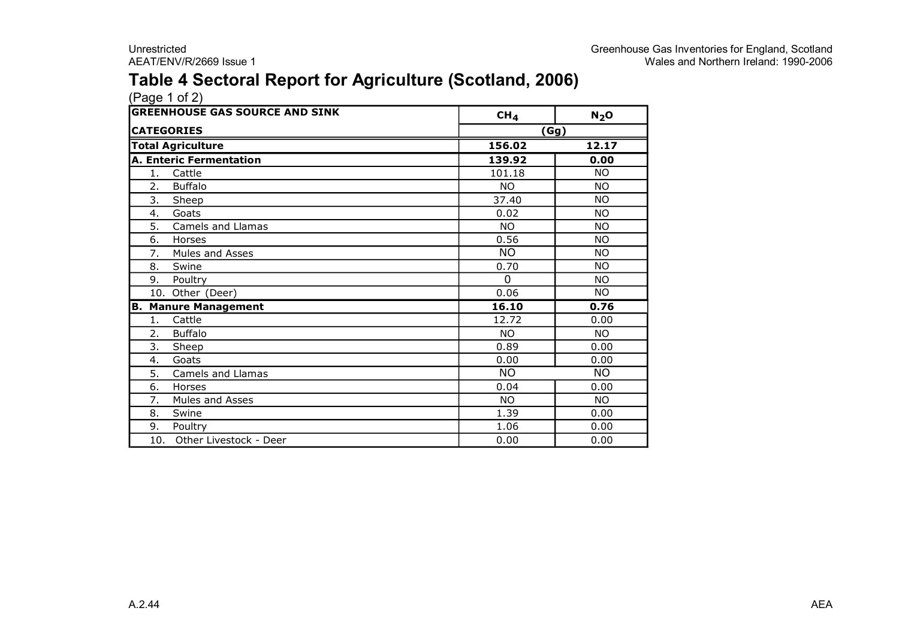# Table 4 Sectoral Report for Agriculture (Scotland, 2006)

(Page 1 of 2)

| GREENHOUSE GAS SOURCE AND SINK | $CH_4$ | $N_2O$ |
|---|---|---|
| CATEGORIES | (Gg) | |
| **Total Agriculture** | **156.02** | **12.17** |
| **A. Enteric Fermentation** | **139.92** | **0.00** |
| 1. Cattle | 101.18 | NO |
| 2. Buffalo | NO | NO |
| 3. Sheep | 37.40 | NO |
| 4. Goats | 0.02 | NO |
| 5. Camels and Llamas | NO | NO |
| 6. Horses | 0.56 | NO |
| 7. Mules and Asses | NO | NO |
| 8. Swine | 0.70 | NO |
| 9. Poultry | 0 | NO |
| 10. Other (Deer) | 0.06 | NO |
| **B. Manure Management** | **16.10** | **0.76** |
| 1. Cattle | 12.72 | 0.00 |
| 2. Buffalo | NO | NO |
| 3. Sheep | 0.89 | 0.00 |
| 4. Goats | 0.00 | 0.00 |
| 5. Camels and Llamas | NO | NO |
| 6. Horses | 0.04 | 0.00 |
| 7. Mules and Asses | NO | NO |
| 8. Swine | 1.39 | 0.00 |
| 9. Poultry | 1.06 | 0.00 |
| 10. Other Livestock - Deer | 0.00 | 0.00 |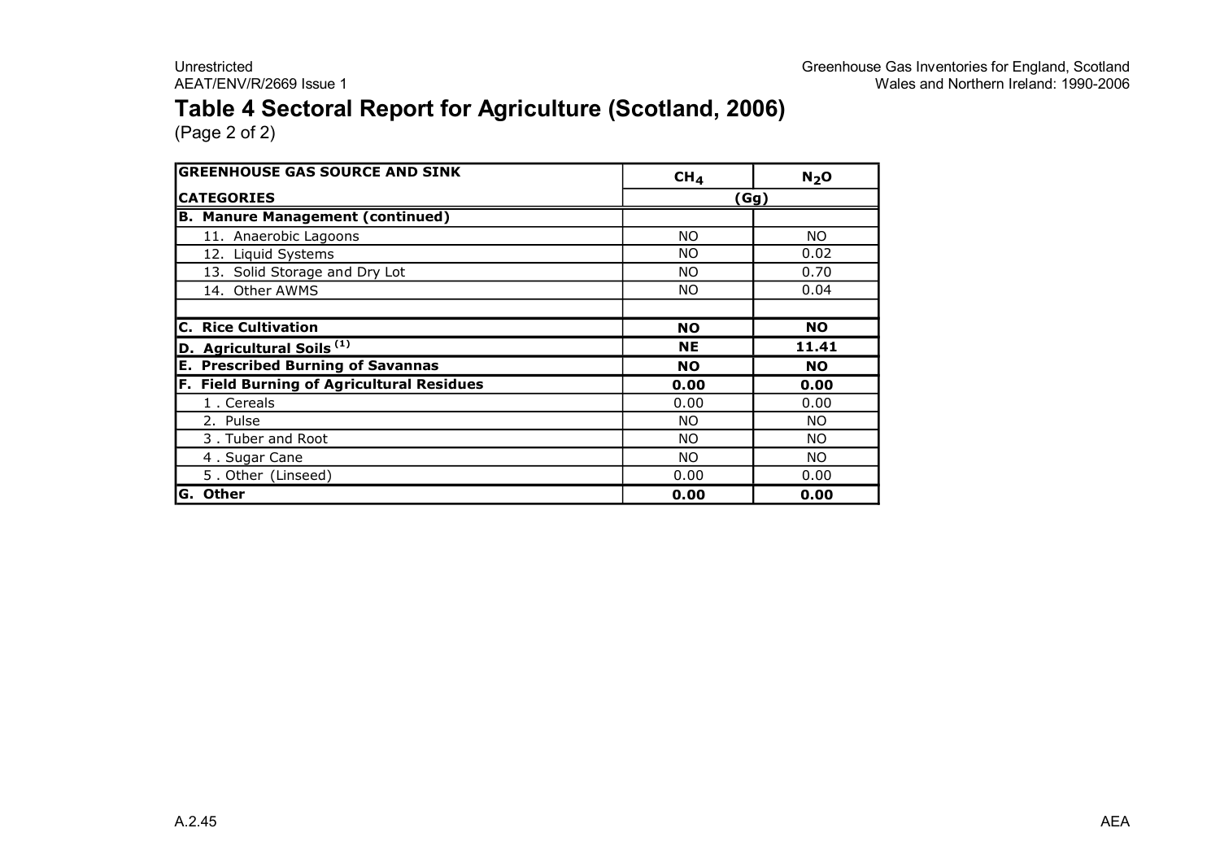# Table 4 Sectoral Report for Agriculture (Scotland, 2006)

(Page 2 of 2)

| GREENHOUSE GAS SOURCE AND SINK | $CH_4$ | $N_2O$ |
|---|---|---|
| **CATEGORIES** | (Gg) | |
| **B. Manure Management (continued)** | | |
| 11. Anaerobic Lagoons | NO | NO |
| 12. Liquid Systems | NO | 0.02 |
| 13. Solid Storage and Dry Lot | NO | 0.70 |
| 14. Other AWMS | NO | 0.04 |
| | | |
| **C. Rice Cultivation** | **NO** | **NO** |
| **D. Agricultural Soils [(1)]** | **NE** | **11.41** |
| **E. Prescribed Burning of Savannas** | **NO** | **NO** |
| **F. Field Burning of Agricultural Residues** | **0.00** | **0.00** |
| 1 . Cereals | 0.00 | 0.00 |
| 2. Pulse | NO | NO |
| 3 . Tuber and Root | NO | NO |
| 4 . Sugar Cane | NO | NO |
| 5 . Other (Linseed) | 0.00 | 0.00 |
| **G. Other** | **0.00** | **0.00** |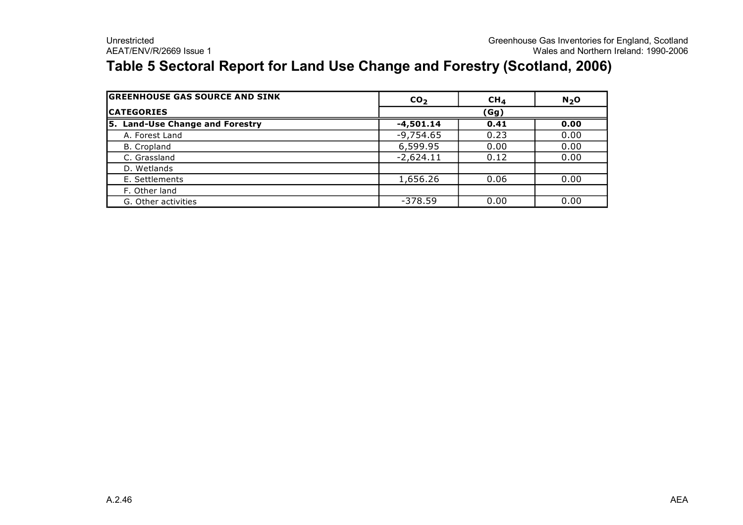# Table 5 Sectoral Report for Land Use Change and Forestry (Scotland, 2006)

| GREENHOUSE GAS SOURCE AND SINK | $CO_2$ | $CH_4$ | $N_2O$ |
|---|---|---|---|
| **CATEGORIES** | (Gg) | | |
| **5. Land-Use Change and Forestry** | **-4,501.14** | **0.41** | **0.00** |
| A. Forest Land | -9,754.65 | 0.23 | 0.00 |
| B. Cropland | 6,599.95 | 0.00 | 0.00 |
| C. Grassland | -2,624.11 | 0.12 | 0.00 |
| D. Wetlands | | | |
| E. Settlements | 1,656.26 | 0.06 | 0.00 |
| F. Other land | | | |
| G. Other activities | -378.59 | 0.00 | 0.00 |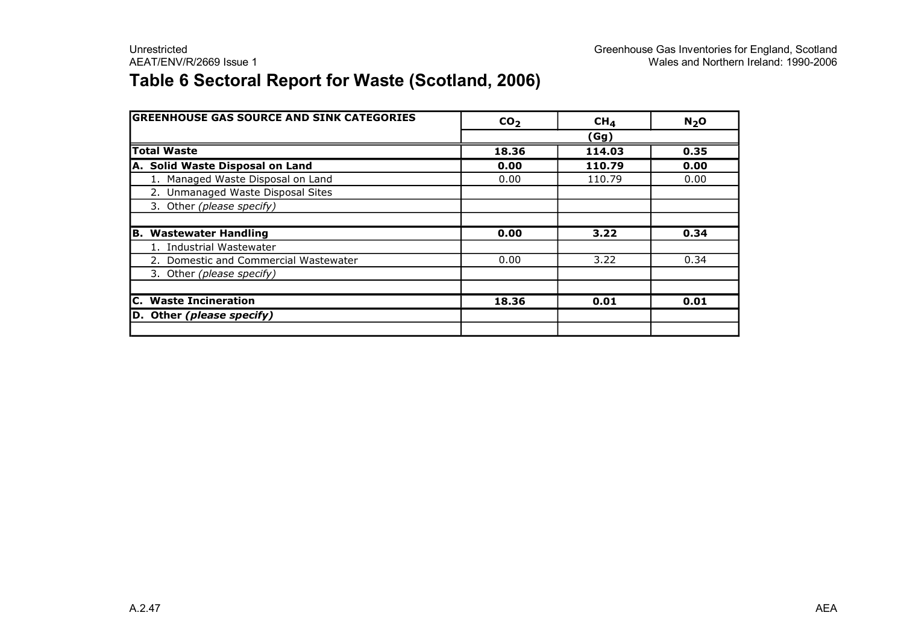# Table 6 Sectoral Report for Waste (Scotland, 2006)

| GREENHOUSE GAS SOURCE AND SINK CATEGORIES | $CO_2$ | $CH_4$ | $N_2O$ |
|---|---|---|---|
| | (Gg) | | |
| **Total Waste** | **18.36** | **114.03** | **0.35** |
| **A. Solid Waste Disposal on Land** | **0.00** | **110.79** | **0.00** |
| 1. Managed Waste Disposal on Land | 0.00 | 110.79 | 0.00 |
| 2. Unmanaged Waste Disposal Sites | | | |
| 3. Other *(please specify)* | | | |
| | | | |
| **B. Wastewater Handling** | **0.00** | **3.22** | **0.34** |
| 1. Industrial Wastewater | | | |
| 2. Domestic and Commercial Wastewater | 0.00 | 3.22 | 0.34 |
| 3. Other *(please specify)* | | | |
| | | | |
| **C. Waste Incineration** | **18.36** | **0.01** | **0.01** |
| **D. Other *(please specify)*** | | | |
| | | | |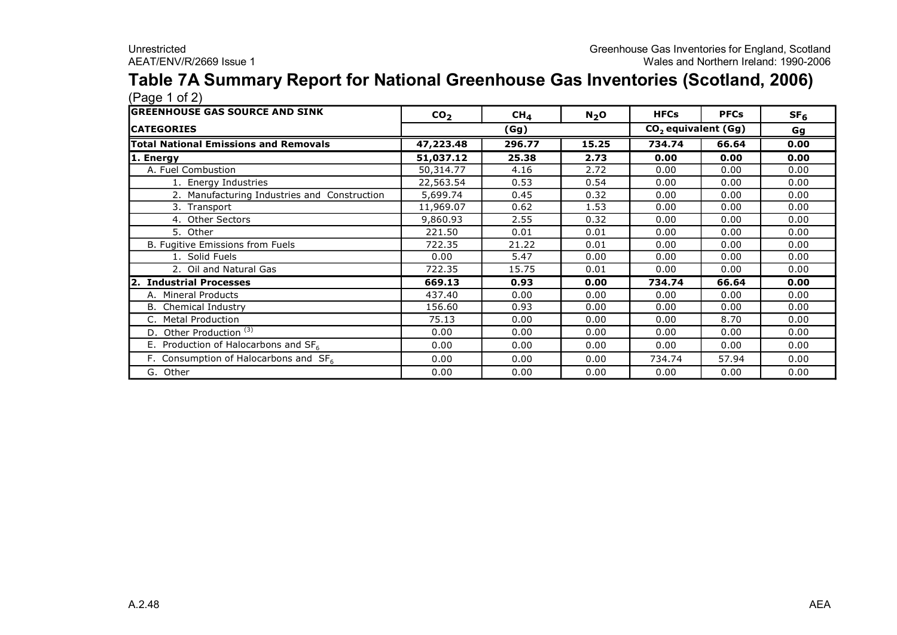# Table 7A Summary Report for National Greenhouse Gas Inventories (Scotland, 2006)

(Page 1 of 2)

| GREENHOUSE GAS SOURCE AND SINK | $CO_2$ | $CH_4$ | $N_2O$ | HFCs | PFCs | $SF_6$ |
|---|---|---|---|---|---|---|
| CATEGORIES | | (Gg) | | $CO_2$ equivalent (Gg) | | Gg |
| **Total National Emissions and Removals** | **47,223.48** | **296.77** | **15.25** | **734.74** | **66.64** | **0.00** |
| **1. Energy** | **51,037.12** | **25.38** | **2.73** | **0.00** | **0.00** | **0.00** |
| A. Fuel Combustion | 50,314.77 | 4.16 | 2.72 | 0.00 | 0.00 | 0.00 |
| 1. Energy Industries | 22,563.54 | 0.53 | 0.54 | 0.00 | 0.00 | 0.00 |
| 2. Manufacturing Industries and Construction | 5,699.74 | 0.45 | 0.32 | 0.00 | 0.00 | 0.00 |
| 3. Transport | 11,969.07 | 0.62 | 1.53 | 0.00 | 0.00 | 0.00 |
| 4. Other Sectors | 9,860.93 | 2.55 | 0.32 | 0.00 | 0.00 | 0.00 |
| 5. Other | 221.50 | 0.01 | 0.01 | 0.00 | 0.00 | 0.00 |
| B. Fugitive Emissions from Fuels | 722.35 | 21.22 | 0.01 | 0.00 | 0.00 | 0.00 |
| 1. Solid Fuels | 0.00 | 5.47 | 0.00 | 0.00 | 0.00 | 0.00 |
| 2. Oil and Natural Gas | 722.35 | 15.75 | 0.01 | 0.00 | 0.00 | 0.00 |
| **2. Industrial Processes** | **669.13** | **0.93** | **0.00** | **734.74** | **66.64** | **0.00** |
| A. Mineral Products | 437.40 | 0.00 | 0.00 | 0.00 | 0.00 | 0.00 |
| B. Chemical Industry | 156.60 | 0.93 | 0.00 | 0.00 | 0.00 | 0.00 |
| C. Metal Production | 75.13 | 0.00 | 0.00 | 0.00 | 8.70 | 0.00 |
| D. Other Production [3] | 0.00 | 0.00 | 0.00 | 0.00 | 0.00 | 0.00 |
| E. Production of Halocarbons and $SF_6$ | 0.00 | 0.00 | 0.00 | 0.00 | 0.00 | 0.00 |
| F. Consumption of Halocarbons and $SF_6$ | 0.00 | 0.00 | 0.00 | 734.74 | 57.94 | 0.00 |
| G. Other | 0.00 | 0.00 | 0.00 | 0.00 | 0.00 | 0.00 |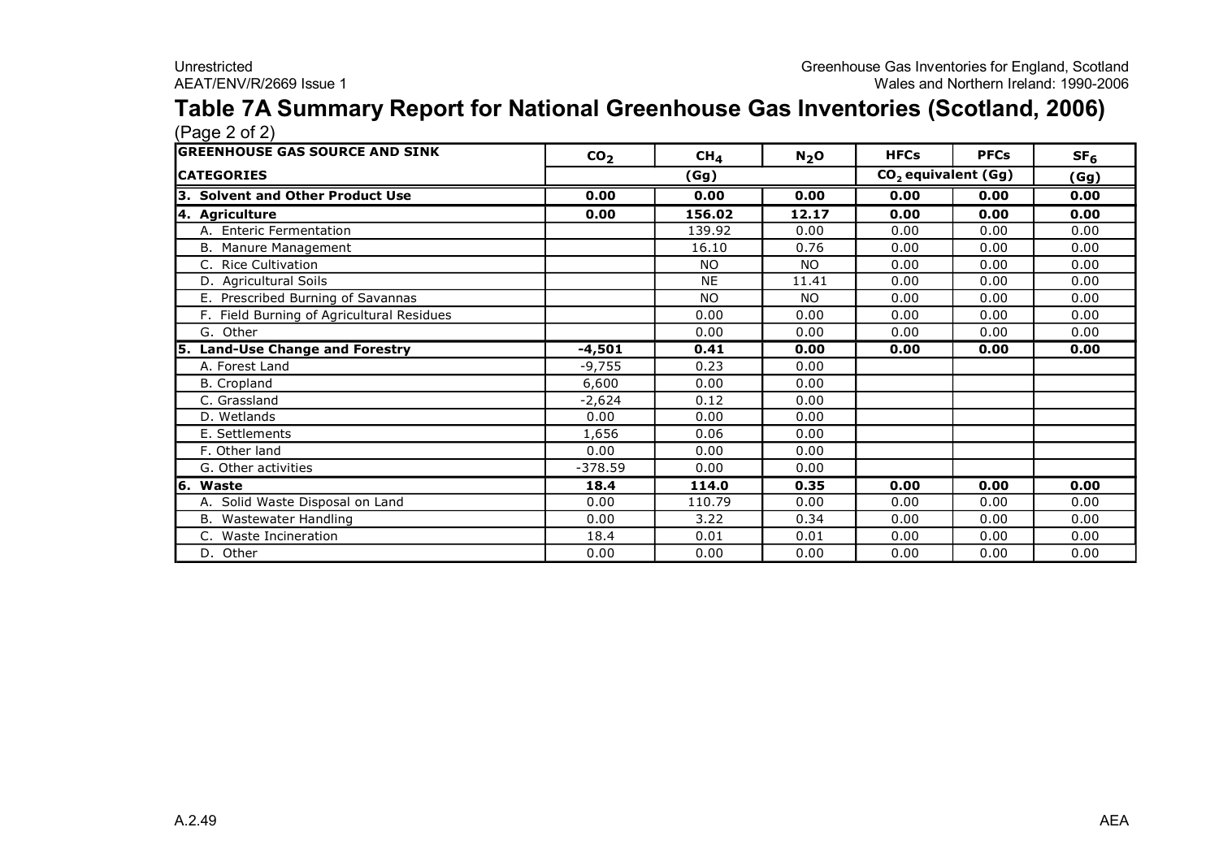# Table 7A Summary Report for National Greenhouse Gas Inventories (Scotland, 2006)

(Page 2 of 2)

| GREENHOUSE GAS SOURCE AND SINK | $CO_2$ | $CH_4$ | $N_2O$ | HFCs | PFCs | $SF_6$ |
|---|---|---|---|---|---|---|
| CATEGORIES | (Gg) | | | $CO_2$ equivalent (Gg) | | (Gg) |
| **3. Solvent and Other Product Use** | **0.00** | **0.00** | **0.00** | **0.00** | **0.00** | **0.00** |
| **4. Agriculture** | **0.00** | **156.02** | **12.17** | **0.00** | **0.00** | **0.00** |
| A. Enteric Fermentation | | 139.92 | 0.00 | 0.00 | 0.00 | 0.00 |
| B. Manure Management | | 16.10 | 0.76 | 0.00 | 0.00 | 0.00 |
| C. Rice Cultivation | | NO | NO | 0.00 | 0.00 | 0.00 |
| D. Agricultural Soils | | NE | 11.41 | 0.00 | 0.00 | 0.00 |
| E. Prescribed Burning of Savannas | | NO | NO | 0.00 | 0.00 | 0.00 |
| F. Field Burning of Agricultural Residues | | 0.00 | 0.00 | 0.00 | 0.00 | 0.00 |
| G. Other | | 0.00 | 0.00 | 0.00 | 0.00 | 0.00 |
| **5. Land-Use Change and Forestry** | **-4,501** | **0.41** | **0.00** | **0.00** | **0.00** | **0.00** |
| A. Forest Land | -9,755 | 0.23 | 0.00 | | | |
| B. Cropland | 6,600 | 0.00 | 0.00 | | | |
| C. Grassland | -2,624 | 0.12 | 0.00 | | | |
| D. Wetlands | 0.00 | 0.00 | 0.00 | | | |
| E. Settlements | 1,656 | 0.06 | 0.00 | | | |
| F. Other land | 0.00 | 0.00 | 0.00 | | | |
| G. Other activities | -378.59 | 0.00 | 0.00 | | | |
| **6. Waste** | **18.4** | **114.0** | **0.35** | **0.00** | **0.00** | **0.00** |
| A. Solid Waste Disposal on Land | 0.00 | 110.79 | 0.00 | 0.00 | 0.00 | 0.00 |
| B. Wastewater Handling | 0.00 | 3.22 | 0.34 | 0.00 | 0.00 | 0.00 |
| C. Waste Incineration | 18.4 | 0.01 | 0.01 | 0.00 | 0.00 | 0.00 |
| D. Other | 0.00 | 0.00 | 0.00 | 0.00 | 0.00 | 0.00 |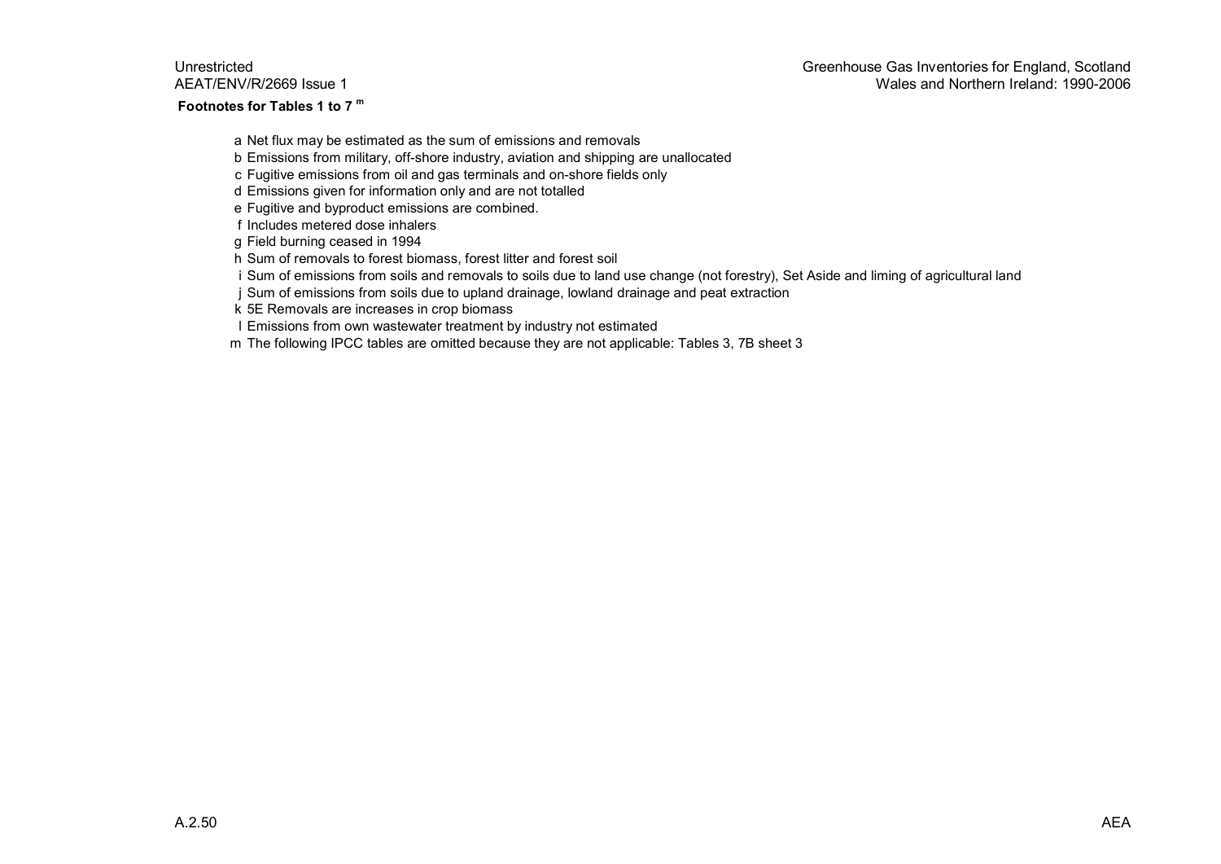**Footnotes for Tables 1 to 7 [m]**

a Net flux may be estimated as the sum of emissions and removals
b Emissions from military, off-shore industry, aviation and shipping are unallocated
c Fugitive emissions from oil and gas terminals and on-shore fields only
d Emissions given for information only and are not totalled
e Fugitive and byproduct emissions are combined.
f Includes metered dose inhalers
g Field burning ceased in 1994
h Sum of removals to forest biomass, forest litter and forest soil
i Sum of emissions from soils and removals to soils due to land use change (not forestry), Set Aside and liming of agricultural land
j Sum of emissions from soils due to upland drainage, lowland drainage and peat extraction
k 5E Removals are increases in crop biomass
l Emissions from own wastewater treatment by industry not estimated
m The following IPCC tables are omitted because they are not applicable: Tables 3, 7B sheet 3